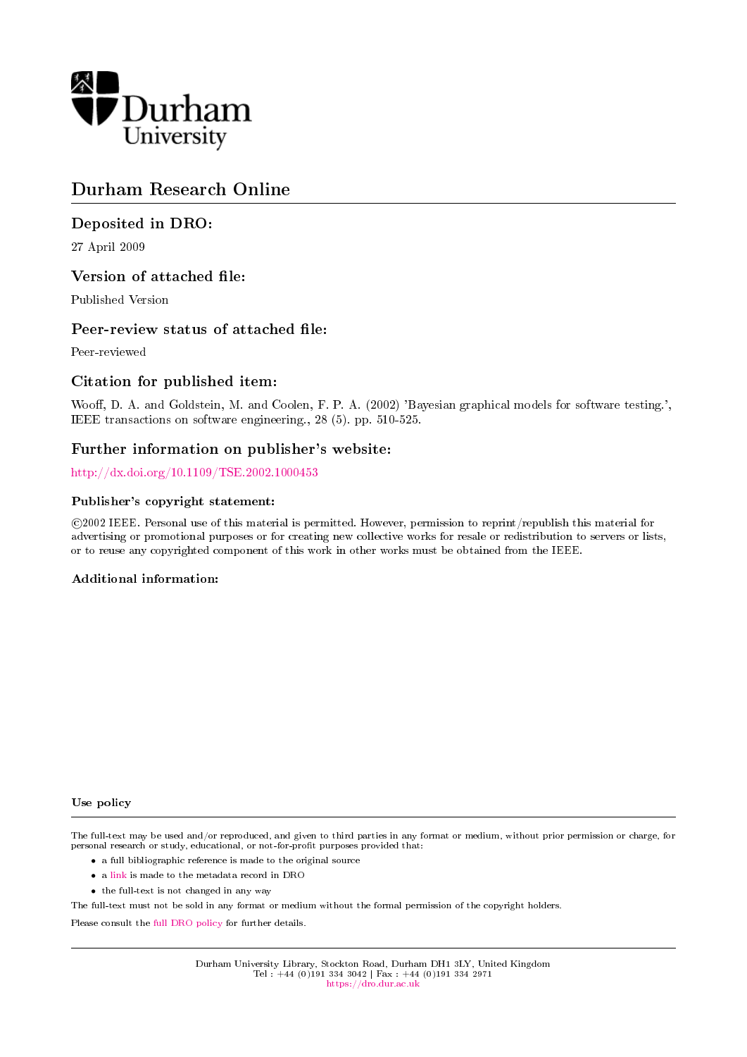# Durham Research Online

## Deposited in DRO:

27 April 2009

## Version of attached file:

Published Version

## Peer-review status of attached file:

Peer-reviewed

## Citation for published item:

Wooff, D. A. and Goldstein, M. and Coolen, F. P. A. (2002) 'Bayesian graphical models for software testing.', IEEE transactions on software engineering., 28 (5). pp. 510-525.

## Further information on publisher's website:

http://dx.doi.org/10.1109/TSE.2002.1000453

### Publisher's copyright statement:

©2002 IEEE. Personal use of this material is permitted. However, permission to reprint/republish this material for advertising or promotional purposes or for creating new collective works for resale or redistribution to servers or lists, or to reuse any copyrighted component of this work in other works must be obtained from the IEEE.

### Additional information:

### Use policy

The full-text may be used and/or reproduced, and given to third parties in any format or medium, without prior permission or charge, for personal research or study, educational, or not-for-profit purposes provided that:

- a full bibliographic reference is made to the original source
- a link is made to the metadata record in DRO
- the full-text is not changed in any way

The full-text must not be sold in any format or medium without the formal permission of the copyright holders.

Please consult the full DRO policy for further details.

Durham University Library, Stockton Road, Durham DH1 3LY, United Kingdom
Tel : +44 (0)191 334 3042 | Fax : +44 (0)191 334 2971
https://dro.dur.ac.uk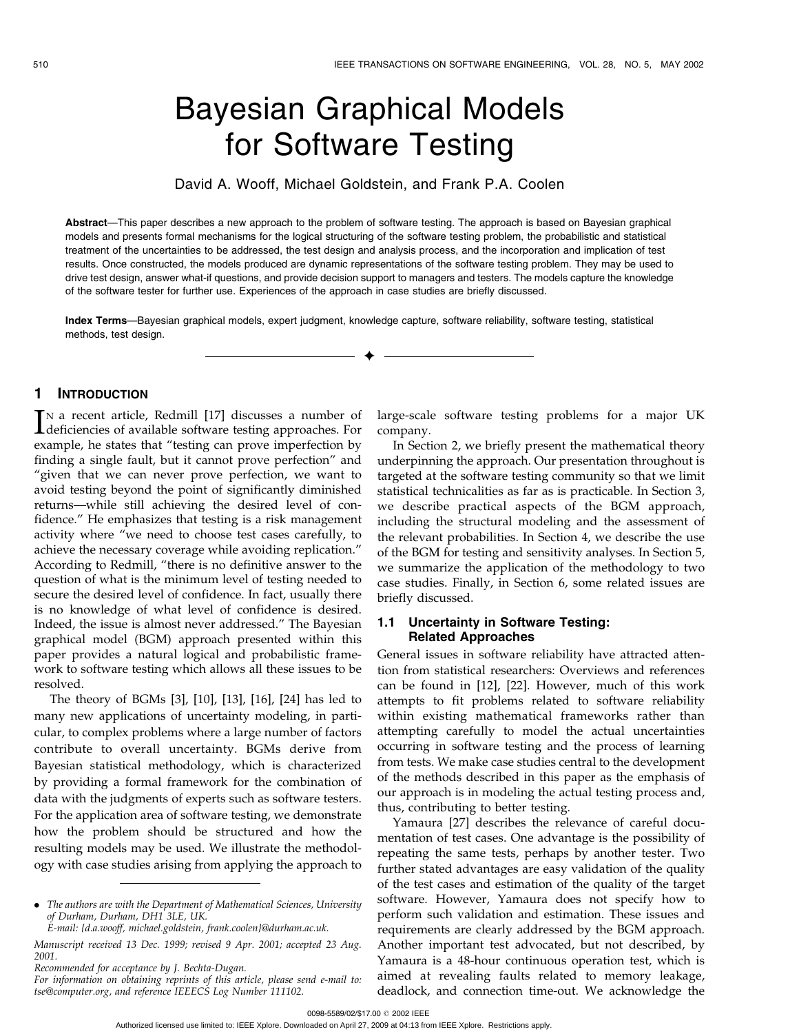# Bayesian Graphical Models for Software Testing

David A. Wooff, Michael Goldstein, and Frank P.A. Coolen

**Abstract**—This paper describes a new approach to the problem of software testing. The approach is based on Bayesian graphical models and presents formal mechanisms for the logical structuring of the software testing problem, the probabilistic and statistical treatment of the uncertainties to be addressed, the test design and analysis process, and the incorporation and implication of test results. Once constructed, the models produced are dynamic representations of the software testing problem. They may be used to drive test design, answer what-if questions, and provide decision support to managers and testers. The models capture the knowledge of the software tester for further use. Experiences of the approach in case studies are briefly discussed.

**Index Terms**—Bayesian graphical models, expert judgment, knowledge capture, software reliability, software testing, statistical methods, test design.

## 1 Introduction

In a recent article, Redmill [17] discusses a number of deficiencies of available software testing approaches. For example, he states that "testing can prove imperfection by finding a single fault, but it cannot prove perfection" and "given that we can never prove perfection, we want to avoid testing beyond the point of significantly diminished returns—while still achieving the desired level of confidence." He emphasizes that testing is a risk management activity where "we need to choose test cases carefully, to achieve the necessary coverage while avoiding replication." According to Redmill, "there is no definitive answer to the question of what is the minimum level of testing needed to secure the desired level of confidence. In fact, usually there is no knowledge of what level of confidence is desired. Indeed, the issue is almost never addressed." The Bayesian graphical model (BGM) approach presented within this paper provides a natural logical and probabilistic framework to software testing which allows all these issues to be resolved.

The theory of BGMs [3], [10], [13], [16], [24] has led to many new applications of uncertainty modeling, in particular, to complex problems where a large number of factors contribute to overall uncertainty. BGMs derive from Bayesian statistical methodology, which is characterized by providing a formal framework for the combination of data with the judgments of experts such as software testers. For the application area of software testing, we demonstrate how the problem should be structured and how the resulting models may be used. We illustrate the methodology with case studies arising from applying the approach to large-scale software testing problems for a major UK company.

In Section 2, we briefly present the mathematical theory underpinning the approach. Our presentation throughout is targeted at the software testing community so that we limit statistical technicalities as far as is practicable. In Section 3, we describe practical aspects of the BGM approach, including the structural modeling and the assessment of the relevant probabilities. In Section 4, we describe the use of the BGM for testing and sensitivity analyses. In Section 5, we summarize the application of the methodology to two case studies. Finally, in Section 6, some related issues are briefly discussed.

### 1.1 Uncertainty in Software Testing: Related Approaches

General issues in software reliability have attracted attention from statistical researchers: Overviews and references can be found in [12], [22]. However, much of this work attempts to fit problems related to software reliability within existing mathematical frameworks rather than attempting carefully to model the actual uncertainties occurring in software testing and the process of learning from tests. We make case studies central to the development of the methods described in this paper as the emphasis of our approach is in modeling the actual testing process and, thus, contributing to better testing.

Yamaura [27] describes the relevance of careful documentation of test cases. One advantage is the possibility of repeating the same tests, perhaps by another tester. Two further stated advantages are easy validation of the quality of the test cases and estimation of the quality of the target software. However, Yamaura does not specify how to perform such validation and estimation. These issues and requirements are clearly addressed by the BGM approach. Another important test advocated, but not described, by Yamaura is a 48-hour continuous operation test, which is aimed at revealing faults related to memory leakage, deadlock, and connection time-out. We acknowledge the

- *The authors are with the Department of Mathematical Sciences, University of Durham, Durham, DH1 3LE, UK. E-mail: {d.a.wooff, michael.goldstein, frank.coolen}@durham.ac.uk.*

*Manuscript received 13 Dec. 1999; revised 9 Apr. 2001; accepted 23 Aug. 2001.*

*Recommended for acceptance by J. Bechta-Dugan.*

*For information on obtaining reprints of this article, please send e-mail to: tse@computer.org, and reference IEEECS Log Number 111102.*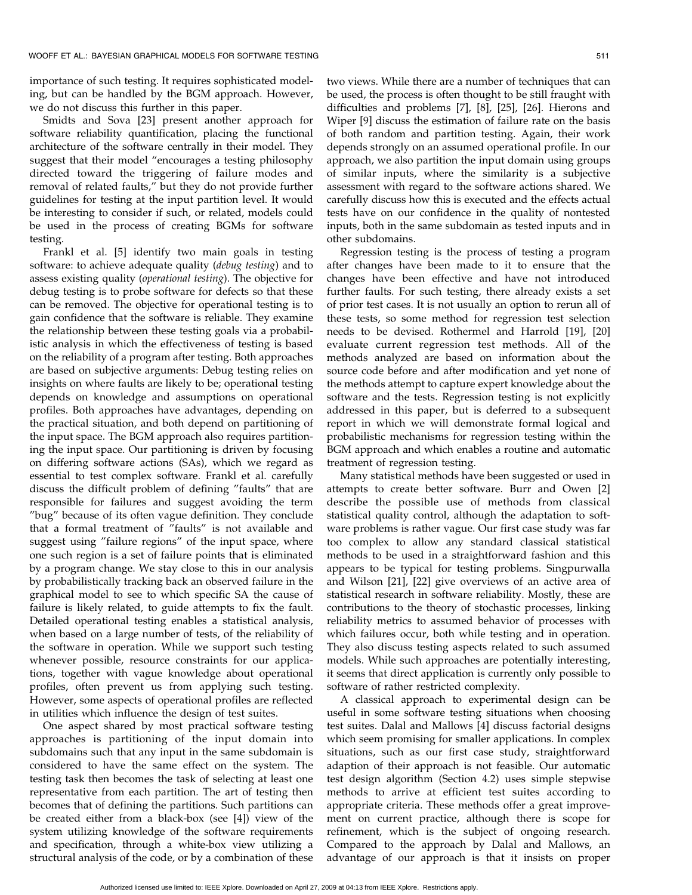importance of such testing. It requires sophisticated modeling, but can be handled by the BGM approach. However, we do not discuss this further in this paper.

Smidts and Sova [23] present another approach for software reliability quantification, placing the functional architecture of the software centrally in their model. They suggest that their model "encourages a testing philosophy directed toward the triggering of failure modes and removal of related faults," but they do not provide further guidelines for testing at the input partition level. It would be interesting to consider if such, or related, models could be used in the process of creating BGMs for software testing.

Frankl et al. [5] identify two main goals in testing software: to achieve adequate quality (*debug testing*) and to assess existing quality (*operational testing*). The objective for debug testing is to probe software for defects so that these can be removed. The objective for operational testing is to gain confidence that the software is reliable. They examine the relationship between these testing goals via a probabilistic analysis in which the effectiveness of testing is based on the reliability of a program after testing. Both approaches are based on subjective arguments: Debug testing relies on insights on where faults are likely to be; operational testing depends on knowledge and assumptions on operational profiles. Both approaches have advantages, depending on the practical situation, and both depend on partitioning of the input space. The BGM approach also requires partitioning the input space. Our partitioning is driven by focusing on differing software actions (SAs), which we regard as essential to test complex software. Frankl et al. carefully discuss the difficult problem of defining "faults" that are responsible for failures and suggest avoiding the term "bug" because of its often vague definition. They conclude that a formal treatment of "faults" is not available and suggest using "failure regions" of the input space, where one such region is a set of failure points that is eliminated by a program change. We stay close to this in our analysis by probabilistically tracking back an observed failure in the graphical model to see to which specific SA the cause of failure is likely related, to guide attempts to fix the fault. Detailed operational testing enables a statistical analysis, when based on a large number of tests, of the reliability of the software in operation. While we support such testing whenever possible, resource constraints for our applications, together with vague knowledge about operational profiles, often prevent us from applying such testing. However, some aspects of operational profiles are reflected in utilities which influence the design of test suites.

One aspect shared by most practical software testing approaches is partitioning of the input domain into subdomains such that any input in the same subdomain is considered to have the same effect on the system. The testing task then becomes the task of selecting at least one representative from each partition. The art of testing then becomes that of defining the partitions. Such partitions can be created either from a black-box (see [4]) view of the system utilizing knowledge of the software requirements and specification, through a white-box view utilizing a structural analysis of the code, or by a combination of these two views. While there are a number of techniques that can be used, the process is often thought to be still fraught with difficulties and problems [7], [8], [25], [26]. Hierons and Wiper [9] discuss the estimation of failure rate on the basis of both random and partition testing. Again, their work depends strongly on an assumed operational profile. In our approach, we also partition the input domain using groups of similar inputs, where the similarity is a subjective assessment with regard to the software actions shared. We carefully discuss how this is executed and the effects actual tests have on our confidence in the quality of nontested inputs, both in the same subdomain as tested inputs and in other subdomains.

Regression testing is the process of testing a program after changes have been made to it to ensure that the changes have been effective and have not introduced further faults. For such testing, there already exists a set of prior test cases. It is not usually an option to rerun all of these tests, so some method for regression test selection needs to be devised. Rothermel and Harrold [19], [20] evaluate current regression test methods. All of the methods analyzed are based on information about the source code before and after modification and yet none of the methods attempt to capture expert knowledge about the software and the tests. Regression testing is not explicitly addressed in this paper, but is deferred to a subsequent report in which we will demonstrate formal logical and probabilistic mechanisms for regression testing within the BGM approach and which enables a routine and automatic treatment of regression testing.

Many statistical methods have been suggested or used in attempts to create better software. Burr and Owen [2] describe the possible use of methods from classical statistical quality control, although the adaptation to software problems is rather vague. Our first case study was far too complex to allow any standard classical statistical methods to be used in a straightforward fashion and this appears to be typical for testing problems. Singpurwalla and Wilson [21], [22] give overviews of an active area of statistical research in software reliability. Mostly, these are contributions to the theory of stochastic processes, linking reliability metrics to assumed behavior of processes with which failures occur, both while testing and in operation. They also discuss testing aspects related to such assumed models. While such approaches are potentially interesting, it seems that direct application is currently only possible to software of rather restricted complexity.

A classical approach to experimental design can be useful in some software testing situations when choosing test suites. Dalal and Mallows [4] discuss factorial designs which seem promising for smaller applications. In complex situations, such as our first case study, straightforward adaption of their approach is not feasible. Our automatic test design algorithm (Section 4.2) uses simple stepwise methods to arrive at efficient test suites according to appropriate criteria. These methods offer a great improvement on current practice, although there is scope for refinement, which is the subject of ongoing research. Compared to the approach by Dalal and Mallows, an advantage of our approach is that it insists on proper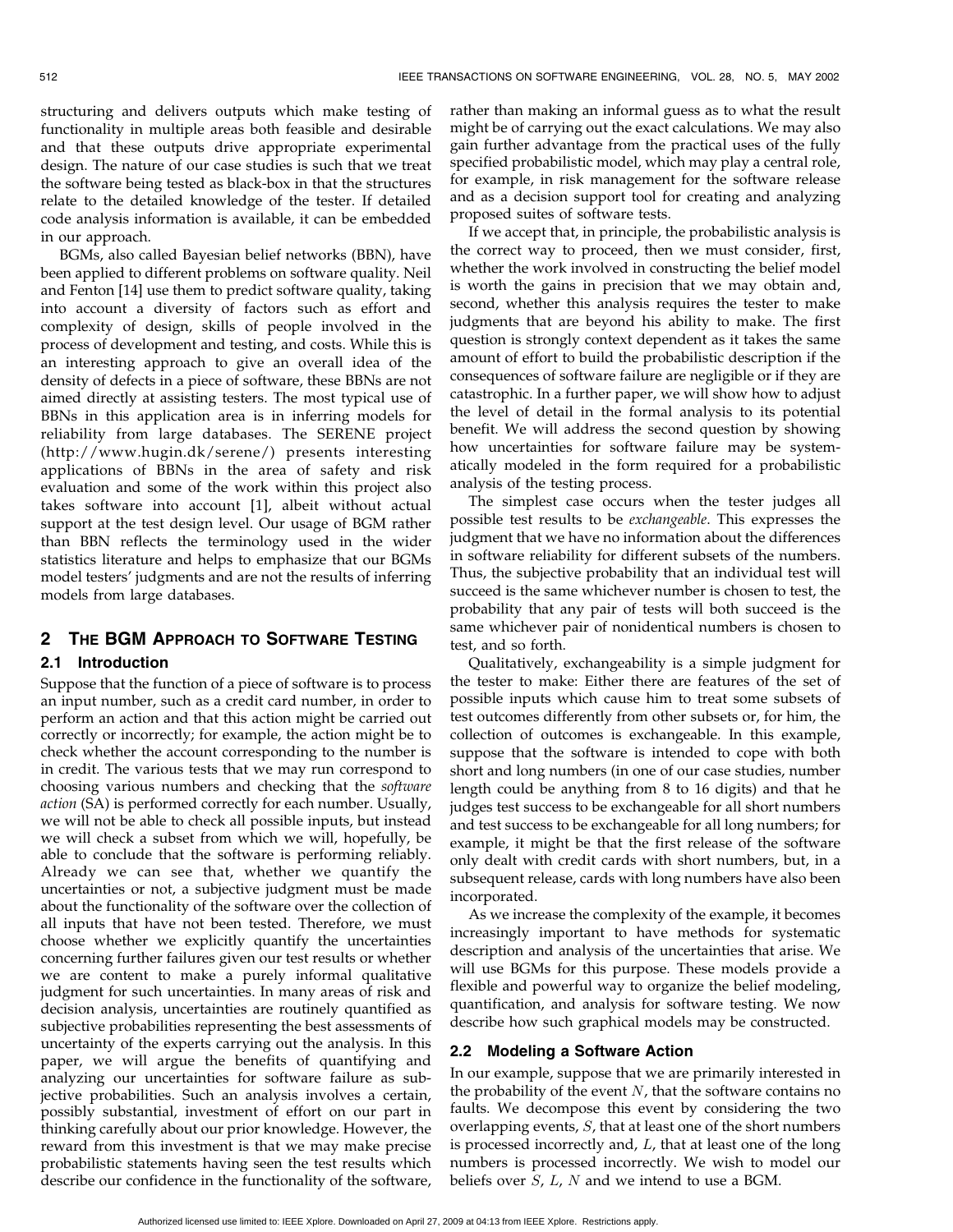structuring and delivers outputs which make testing of functionality in multiple areas both feasible and desirable and that these outputs drive appropriate experimental design. The nature of our case studies is such that we treat the software being tested as black-box in that the structures relate to the detailed knowledge of the tester. If detailed code analysis information is available, it can be embedded in our approach.

BGMs, also called Bayesian belief networks (BBN), have been applied to different problems on software quality. Neil and Fenton [14] use them to predict software quality, taking into account a diversity of factors such as effort and complexity of design, skills of people involved in the process of development and testing, and costs. While this is an interesting approach to give an overall idea of the density of defects in a piece of software, these BBNs are not aimed directly at assisting testers. The most typical use of BBNs in this application area is in inferring models for reliability from large databases. The SERENE project (http://www.hugin.dk/serene/) presents interesting applications of BBNs in the area of safety and risk evaluation and some of the work within this project also takes software into account [1], albeit without actual support at the test design level. Our usage of BGM rather than BBN reflects the terminology used in the wider statistics literature and helps to emphasize that our BGMs model testers' judgments and are not the results of inferring models from large databases.

## 2 The BGM Approach to Software Testing

### 2.1 Introduction

Suppose that the function of a piece of software is to process an input number, such as a credit card number, in order to perform an action and that this action might be carried out correctly or incorrectly; for example, the action might be to check whether the account corresponding to the number is in credit. The various tests that we may run correspond to choosing various numbers and checking that the *software action* (SA) is performed correctly for each number. Usually, we will not be able to check all possible inputs, but instead we will check a subset from which we will, hopefully, be able to conclude that the software is performing reliably. Already we can see that, whether we quantify the uncertainties or not, a subjective judgment must be made about the functionality of the software over the collection of all inputs that have not been tested. Therefore, we must choose whether we explicitly quantify the uncertainties concerning further failures given our test results or whether we are content to make a purely informal qualitative judgment for such uncertainties. In many areas of risk and decision analysis, uncertainties are routinely quantified as subjective probabilities representing the best assessments of uncertainty of the experts carrying out the analysis. In this paper, we will argue the benefits of quantifying and analyzing our uncertainties for software failure as subjective probabilities. Such an analysis involves a certain, possibly substantial, investment of effort on our part in thinking carefully about our prior knowledge. However, the reward from this investment is that we may make precise probabilistic statements having seen the test results which describe our confidence in the functionality of the software, rather than making an informal guess as to what the result might be of carrying out the exact calculations. We may also gain further advantage from the practical uses of the fully specified probabilistic model, which may play a central role, for example, in risk management for the software release and as a decision support tool for creating and analyzing proposed suites of software tests.

If we accept that, in principle, the probabilistic analysis is the correct way to proceed, then we must consider, first, whether the work involved in constructing the belief model is worth the gains in precision that we may obtain and, second, whether this analysis requires the tester to make judgments that are beyond his ability to make. The first question is strongly context dependent as it takes the same amount of effort to build the probabilistic description if the consequences of software failure are negligible or if they are catastrophic. In a further paper, we will show how to adjust the level of detail in the formal analysis to its potential benefit. We will address the second question by showing how uncertainties for software failure may be systematically modeled in the form required for a probabilistic analysis of the testing process.

The simplest case occurs when the tester judges all possible test results to be *exchangeable*. This expresses the judgment that we have no information about the differences in software reliability for different subsets of the numbers. Thus, the subjective probability that an individual test will succeed is the same whichever number is chosen to test, the probability that any pair of tests will both succeed is the same whichever pair of nonidentical numbers is chosen to test, and so forth.

Qualitatively, exchangeability is a simple judgment for the tester to make: Either there are features of the set of possible inputs which cause him to treat some subsets of test outcomes differently from other subsets or, for him, the collection of outcomes is exchangeable. In this example, suppose that the software is intended to cope with both short and long numbers (in one of our case studies, number length could be anything from 8 to 16 digits) and that he judges test success to be exchangeable for all short numbers and test success to be exchangeable for all long numbers; for example, it might be that the first release of the software only dealt with credit cards with short numbers, but, in a subsequent release, cards with long numbers have also been incorporated.

As we increase the complexity of the example, it becomes increasingly important to have methods for systematic description and analysis of the uncertainties that arise. We will use BGMs for this purpose. These models provide a flexible and powerful way to organize the belief modeling, quantification, and analysis for software testing. We now describe how such graphical models may be constructed.

### 2.2 Modeling a Software Action

In our example, suppose that we are primarily interested in the probability of the event $N$, that the software contains no faults. We decompose this event by considering the two overlapping events, $S$, that at least one of the short numbers is processed incorrectly and, $L$, that at least one of the long numbers is processed incorrectly. We wish to model our beliefs over $S$, $L$, $N$ and we intend to use a BGM.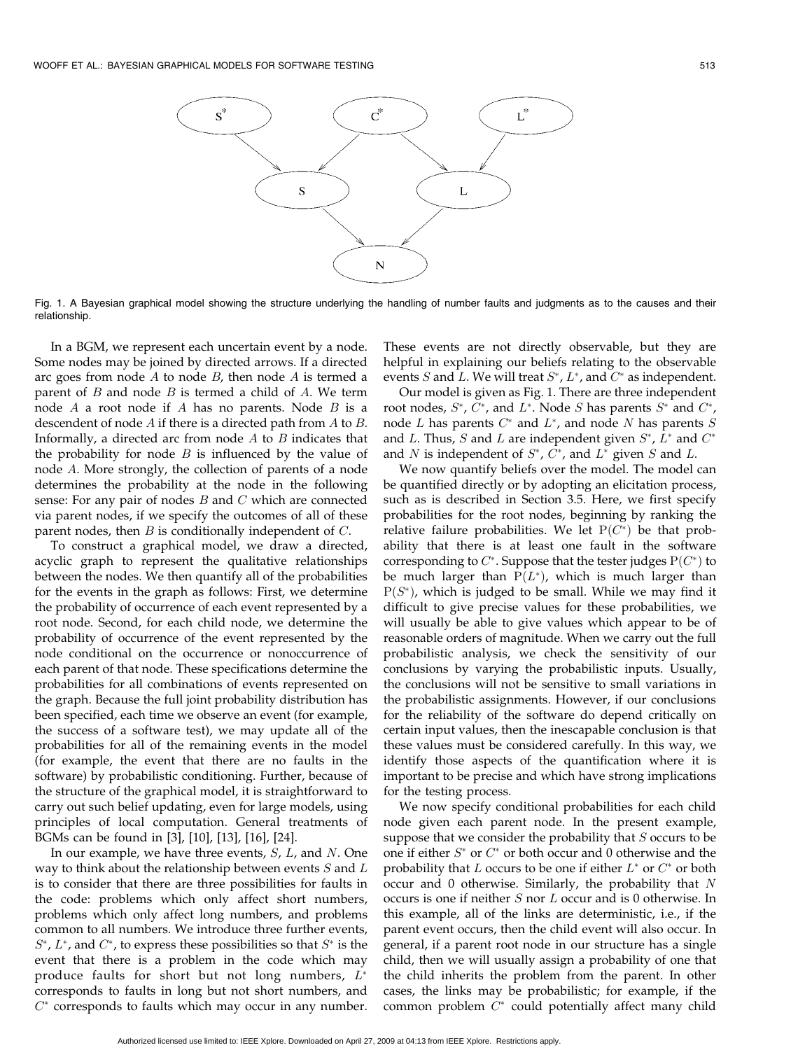S*

C*

L*

S

L

N

Fig. 1. A Bayesian graphical model showing the structure underlying the handling of number faults and judgments as to the causes and their relationship.

In a BGM, we represent each uncertain event by a node. Some nodes may be joined by directed arrows. If a directed arc goes from node $A$ to node $B$, then node $A$ is termed a parent of $B$ and node $B$ is termed a child of $A$. We term node $A$ a root node if $A$ has no parents. Node $B$ is a descendent of node $A$ if there is a directed path from $A$ to $B$. Informally, a directed arc from node $A$ to $B$ indicates that the probability for node $B$ is influenced by the value of node $A$. More strongly, the collection of parents of a node determines the probability at the node in the following sense: For any pair of nodes $B$ and $C$ which are connected via parent nodes, if we specify the outcomes of all of these parent nodes, then $B$ is conditionally independent of $C$.

To construct a graphical model, we draw a directed, acyclic graph to represent the qualitative relationships between the nodes. We then quantify all of the probabilities for the events in the graph as follows: First, we determine the probability of occurrence of each event represented by a root node. Second, for each child node, we determine the probability of occurrence of the event represented by the node conditional on the occurrence or nonoccurrence of each parent of that node. These specifications determine the probabilities for all combinations of events represented on the graph. Because the full joint probability distribution has been specified, each time we observe an event (for example, the success of a software test), we may update all of the probabilities for all of the remaining events in the model (for example, the event that there are no faults in the software) by probabilistic conditioning. Further, because of the structure of the graphical model, it is straightforward to carry out such belief updating, even for large models, using principles of local computation. General treatments of BGMs can be found in [3], [10], [13], [16], [24].

In our example, we have three events, $S$, $L$, and $N$. One way to think about the relationship between events $S$ and $L$ is to consider that there are three possibilities for faults in the code: problems which only affect short numbers, problems which only affect long numbers, and problems common to all numbers. We introduce three further events, $S^*$, $L^*$, and $C^*$, to express these possibilities so that $S^*$ is the event that there is a problem in the code which may produce faults for short but not long numbers, $L^*$ corresponds to faults in long but not short numbers, and $C^*$ corresponds to faults which may occur in any number. These events are not directly observable, but they are helpful in explaining our beliefs relating to the observable events $S$ and $L$. We will treat $S^*$, $L^*$, and $C^*$ as independent.

Our model is given as Fig. 1. There are three independent root nodes, $S^*$, $C^*$, and $L^*$. Node $S$ has parents $S^*$ and $C^*$, node $L$ has parents $C^*$ and $L^*$, and node $N$ has parents $S$ and $L$. Thus, $S$ and $L$ are independent given $S^*$, $L^*$ and $C^*$ and $N$ is independent of $S^*$, $C^*$, and $L^*$ given $S$ and $L$.

We now quantify beliefs over the model. The model can be quantified directly or by adopting an elicitation process, such as is described in Section 3.5. Here, we first specify probabilities for the root nodes, beginning by ranking the relative failure probabilities. We let $P(C^*)$ be that probability that there is at least one fault in the software corresponding to $C^*$. Suppose that the tester judges $P(C^*)$ to be much larger than $P(L^*)$, which is much larger than $P(S^*)$, which is judged to be small. While we may find it difficult to give precise values for these probabilities, we will usually be able to give values which appear to be of reasonable orders of magnitude. When we carry out the full probabilistic analysis, we check the sensitivity of our conclusions by varying the probabilistic inputs. Usually, the conclusions will not be sensitive to small variations in the probabilistic assignments. However, if our conclusions for the reliability of the software do depend critically on certain input values, then the inescapable conclusion is that these values must be considered carefully. In this way, we identify those aspects of the quantification where it is important to be precise and which have strong implications for the testing process.

We now specify conditional probabilities for each child node given each parent node. In the present example, suppose that we consider the probability that $S$ occurs to be one if either $S^*$ or $C^*$ or both occur and 0 otherwise and the probability that $L$ occurs to be one if either $L^*$ or $C^*$ or both occur and 0 otherwise. Similarly, the probability that $N$ occurs is one if neither $S$ nor $L$ occur and is 0 otherwise. In this example, all of the links are deterministic, i.e., if the parent event occurs, then the child event will also occur. In general, if a parent root node in our structure has a single child, then we will usually assign a probability of one that the child inherits the problem from the parent. In other cases, the links may be probabilistic; for example, if the common problem $C^*$ could potentially affect many child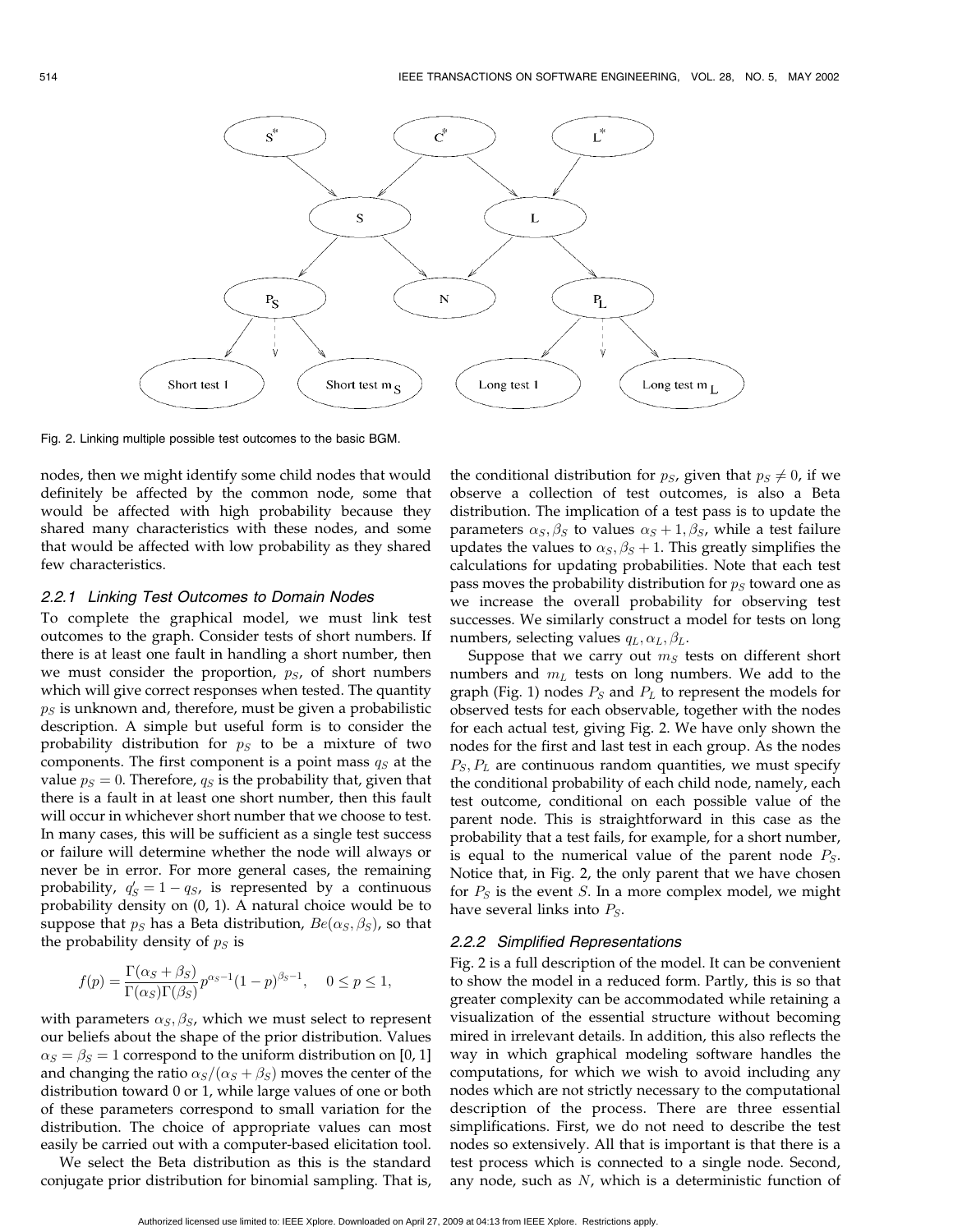S*

C*

L*

S

L

P_S

N

P_L

Short test 1

Short test m_S

Long test 1

Long test m_L

Fig. 2. Linking multiple possible test outcomes to the basic BGM.

nodes, then we might identify some child nodes that would definitely be affected by the common node, some that would be affected with high probability because they shared many characteristics with these nodes, and some that would be affected with low probability as they shared few characteristics.

#### 2.2.1 Linking Test Outcomes to Domain Nodes

To complete the graphical model, we must link test outcomes to the graph. Consider tests of short numbers. If there is at least one fault in handling a short number, then we must consider the proportion, $p_S$, of short numbers which will give correct responses when tested. The quantity $p_S$ is unknown and, therefore, must be given a probabilistic description. A simple but useful form is to consider the probability distribution for $p_S$ to be a mixture of two components. The first component is a point mass $q_S$ at the value $p_S = 0$. Therefore, $q_S$ is the probability that, given that there is a fault in at least one short number, then this fault will occur in whichever short number that we choose to test. In many cases, this will be sufficient as a single test success or failure will determine whether the node will always or never be in error. For more general cases, the remaining probability, $q_S' = 1 - q_S$, is represented by a continuous probability density on (0, 1). A natural choice would be to suppose that $p_S$ has a Beta distribution, $Be(\alpha_S, \beta_S)$, so that the probability density of $p_S$ is

$$f(p) = \frac{\Gamma(\alpha_S + \beta_S)}{\Gamma(\alpha_S)\Gamma(\beta_S)} p^{\alpha_S - 1}(1 - p)^{\beta_S - 1}, \quad 0 \leq p \leq 1,$$

with parameters $\alpha_S, \beta_S$, which we must select to represent our beliefs about the shape of the prior distribution. Values $\alpha_S = \beta_S = 1$ correspond to the uniform distribution on [0, 1] and changing the ratio $\alpha_S/(\alpha_S + \beta_S)$ moves the center of the distribution toward 0 or 1, while large values of one or both of these parameters correspond to small variation for the distribution. The choice of appropriate values can most easily be carried out with a computer-based elicitation tool.

We select the Beta distribution as this is the standard conjugate prior distribution for binomial sampling. That is, the conditional distribution for $p_S$, given that $p_S \neq 0$, if we observe a collection of test outcomes, is also a Beta distribution. The implication of a test pass is to update the parameters $\alpha_S, \beta_S$ to values $\alpha_S + 1, \beta_S$, while a test failure updates the values to $\alpha_S, \beta_S + 1$. This greatly simplifies the calculations for updating probabilities. Note that each test pass moves the probability distribution for $p_S$ toward one as we increase the overall probability for observing test successes. We similarly construct a model for tests on long numbers, selecting values $q_L, \alpha_L, \beta_L$.

Suppose that we carry out $m_S$ tests on different short numbers and $m_L$ tests on long numbers. We add to the graph (Fig. 1) nodes $P_S$ and $P_L$ to represent the models for observed tests for each observable, together with the nodes for each actual test, giving Fig. 2. We have only shown the nodes for the first and last test in each group. As the nodes $P_S, P_L$ are continuous random quantities, we must specify the conditional probability of each child node, namely, each test outcome, conditional on each possible value of the parent node. This is straightforward in this case as the probability that a test fails, for example, for a short number, is equal to the numerical value of the parent node $P_S$. Notice that, in Fig. 2, the only parent that we have chosen for $P_S$ is the event $S$. In a more complex model, we might have several links into $P_S$.

#### 2.2.2 Simplified Representations

Fig. 2 is a full description of the model. It can be convenient to show the model in a reduced form. Partly, this is so that greater complexity can be accommodated while retaining a visualization of the essential structure without becoming mired in irrelevant details. In addition, this also reflects the way in which graphical modeling software handles the computations, for which we wish to avoid including any nodes which are not strictly necessary to the computational description of the process. There are three essential simplifications. First, we do not need to describe the test nodes so extensively. All that is important is that there is a test process which is connected to a single node. Second, any node, such as $N$, which is a deterministic function of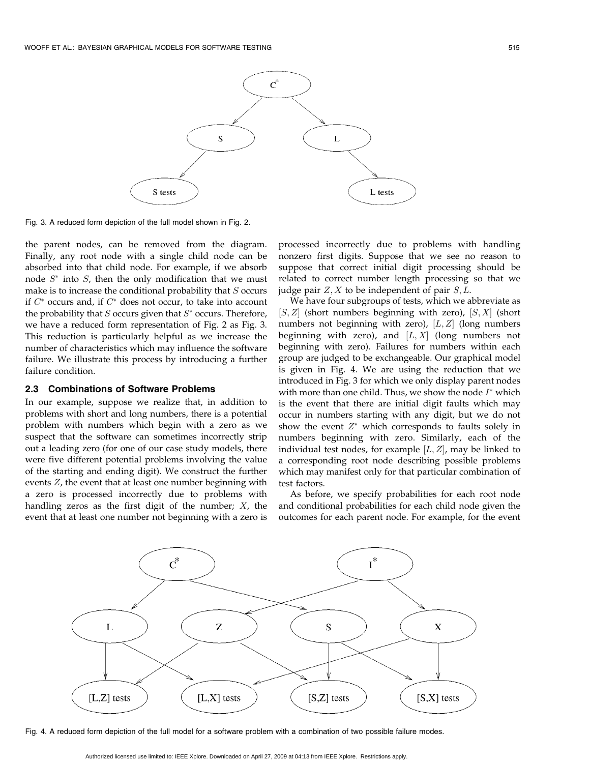Fig. 3. A reduced form depiction of the full model shown in Fig. 2.

the parent nodes, can be removed from the diagram. Finally, any root node with a single child node can be absorbed into that child node. For example, if we absorb node $S^*$ into $S$, then the only modification that we must make is to increase the conditional probability that $S$ occurs if $C^*$ occurs and, if $C^*$ does not occur, to take into account the probability that $S$ occurs given that $S^*$ occurs. Therefore, we have a reduced form representation of Fig. 2 as Fig. 3. This reduction is particularly helpful as we increase the number of characteristics which may influence the software failure. We illustrate this process by introducing a further failure condition.

### 2.3 Combinations of Software Problems

In our example, suppose we realize that, in addition to problems with short and long numbers, there is a potential problem with numbers which begin with a zero as we suspect that the software can sometimes incorrectly strip out a leading zero (for one of our case study models, there were five different potential problems involving the value of the starting and ending digit). We construct the further events $Z$, the event that at least one number beginning with a zero is processed incorrectly due to problems with handling zeros as the first digit of the number; $X$, the event that at least one number not beginning with a zero is processed incorrectly due to problems with handling nonzero first digits. Suppose that we see no reason to suppose that correct initial digit processing should be related to correct number length processing so that we judge pair $Z, X$ to be independent of pair $S, L$.

We have four subgroups of tests, which we abbreviate as $[S, Z]$ (short numbers beginning with zero), $[S, X]$ (short numbers not beginning with zero), $[L, Z]$ (long numbers beginning with zero), and $[L, X]$ (long numbers not beginning with zero). Failures for numbers within each group are judged to be exchangeable. Our graphical model is given in Fig. 4. We are using the reduction that we introduced in Fig. 3 for which we only display parent nodes with more than one child. Thus, we show the node $I^*$ which is the event that there are initial digit faults which may occur in numbers starting with any digit, but we do not show the event $Z^*$ which corresponds to faults solely in numbers beginning with zero. Similarly, each of the individual test nodes, for example $[L, Z]$, may be linked to a corresponding root node describing possible problems which may manifest only for that particular combination of test factors.

As before, we specify probabilities for each root node and conditional probabilities for each child node given the outcomes for each parent node. For example, for the event

Fig. 4. A reduced form depiction of the full model for a software problem with a combination of two possible failure modes.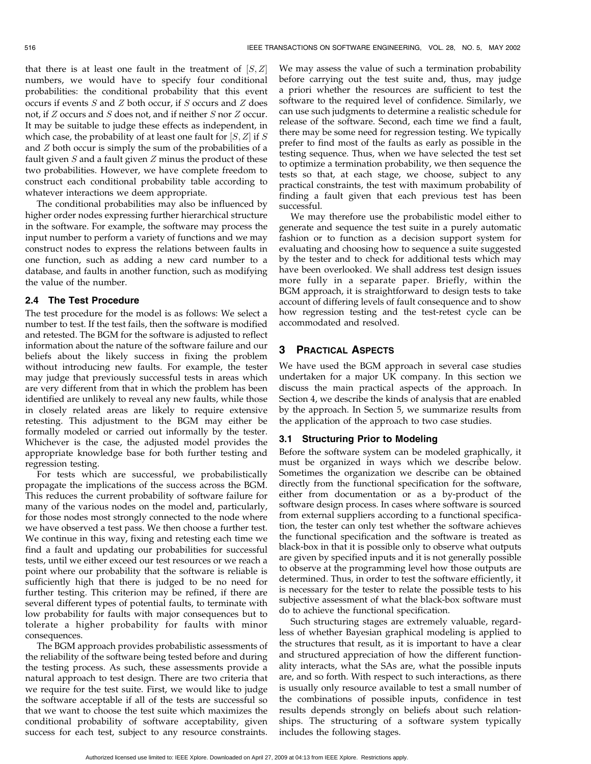that there is at least one fault in the treatment of $[S, Z]$ numbers, we would have to specify four conditional probabilities: the conditional probability that this event occurs if events $S$ and $Z$ both occur, if $S$ occurs and $Z$ does not, if $Z$ occurs and $S$ does not, and if neither $S$ nor $Z$ occur. It may be suitable to judge these effects as independent, in which case, the probability of at least one fault for $[S, Z]$ if $S$ and $Z$ both occur is simply the sum of the probabilities of a fault given $S$ and a fault given $Z$ minus the product of these two probabilities. However, we have complete freedom to construct each conditional probability table according to whatever interactions we deem appropriate.

The conditional probabilities may also be influenced by higher order nodes expressing further hierarchical structure in the software. For example, the software may process the input number to perform a variety of functions and we may construct nodes to express the relations between faults in one function, such as adding a new card number to a database, and faults in another function, such as modifying the value of the number.

### 2.4 The Test Procedure

The test procedure for the model is as follows: We select a number to test. If the test fails, then the software is modified and retested. The BGM for the software is adjusted to reflect information about the nature of the software failure and our beliefs about the likely success in fixing the problem without introducing new faults. For example, the tester may judge that previously successful tests in areas which are very different from that in which the problem has been identified are unlikely to reveal any new faults, while those in closely related areas are likely to require extensive retesting. This adjustment to the BGM may either be formally modeled or carried out informally by the tester. Whichever is the case, the adjusted model provides the appropriate knowledge base for both further testing and regression testing.

For tests which are successful, we probabilistically propagate the implications of the success across the BGM. This reduces the current probability of software failure for many of the various nodes on the model and, particularly, for those nodes most strongly connected to the node where we have observed a test pass. We then choose a further test. We continue in this way, fixing and retesting each time we find a fault and updating our probabilities for successful tests, until we either exceed our test resources or we reach a point where our probability that the software is reliable is sufficiently high that there is judged to be no need for further testing. This criterion may be refined, if there are several different types of potential faults, to terminate with low probability for faults with major consequences but to tolerate a higher probability for faults with minor consequences.

The BGM approach provides probabilistic assessments of the reliability of the software being tested before and during the testing process. As such, these assessments provide a natural approach to test design. There are two criteria that we require for the test suite. First, we would like to judge the software acceptable if all of the tests are successful so that we want to choose the test suite which maximizes the conditional probability of software acceptability, given success for each test, subject to any resource constraints. We may assess the value of such a termination probability before carrying out the test suite and, thus, may judge a priori whether the resources are sufficient to test the software to the required level of confidence. Similarly, we can use such judgments to determine a realistic schedule for release of the software. Second, each time we find a fault, there may be some need for regression testing. We typically prefer to find most of the faults as early as possible in the testing sequence. Thus, when we have selected the test set to optimize a termination probability, we then sequence the tests so that, at each stage, we choose, subject to any practical constraints, the test with maximum probability of finding a fault given that each previous test has been successful.

We may therefore use the probabilistic model either to generate and sequence the test suite in a purely automatic fashion or to function as a decision support system for evaluating and choosing how to sequence a suite suggested by the tester and to check for additional tests which may have been overlooked. We shall address test design issues more fully in a separate paper. Briefly, within the BGM approach, it is straightforward to design tests to take account of differing levels of fault consequence and to show how regression testing and the test-retest cycle can be accommodated and resolved.

## 3 Practical Aspects

We have used the BGM approach in several case studies undertaken for a major UK company. In this section we discuss the main practical aspects of the approach. In Section 4, we describe the kinds of analysis that are enabled by the approach. In Section 5, we summarize results from the application of the approach to two case studies.

### 3.1 Structuring Prior to Modeling

Before the software system can be modeled graphically, it must be organized in ways which we describe below. Sometimes the organization we describe can be obtained directly from the functional specification for the software, either from documentation or as a by-product of the software design process. In cases where software is sourced from external suppliers according to a functional specification, the tester can only test whether the software achieves the functional specification and the software is treated as black-box in that it is possible only to observe what outputs are given by specified inputs and it is not generally possible to observe at the programming level how those outputs are determined. Thus, in order to test the software efficiently, it is necessary for the tester to relate the possible tests to his subjective assessment of what the black-box software must do to achieve the functional specification.

Such structuring stages are extremely valuable, regardless of whether Bayesian graphical modeling is applied to the structures that result, as it is important to have a clear and structured appreciation of how the different functionality interacts, what the SAs are, what the possible inputs are, and so forth. With respect to such interactions, as there is usually only resource available to test a small number of the combinations of possible inputs, confidence in test results depends strongly on beliefs about such relationships. The structuring of a software system typically includes the following stages.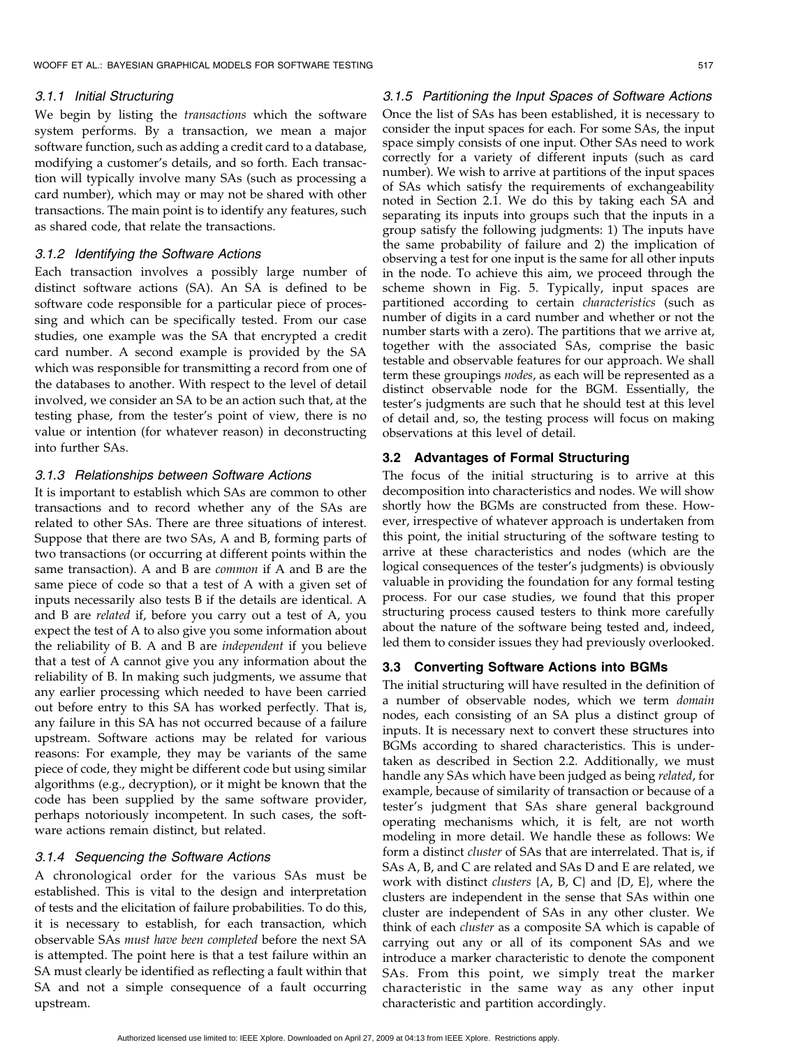#### 3.1.1 Initial Structuring

We begin by listing the *transactions* which the software system performs. By a transaction, we mean a major software function, such as adding a credit card to a database, modifying a customer's details, and so forth. Each transaction will typically involve many SAs (such as processing a card number), which may or may not be shared with other transactions. The main point is to identify any features, such as shared code, that relate the transactions.

#### 3.1.2 Identifying the Software Actions

Each transaction involves a possibly large number of distinct software actions (SA). An SA is defined to be software code responsible for a particular piece of processing and which can be specifically tested. From our case studies, one example was the SA that encrypted a credit card number. A second example is provided by the SA which was responsible for transmitting a record from one of the databases to another. With respect to the level of detail involved, we consider an SA to be an action such that, at the testing phase, from the tester's point of view, there is no value or intention (for whatever reason) in deconstructing into further SAs.

#### 3.1.3 Relationships between Software Actions

It is important to establish which SAs are common to other transactions and to record whether any of the SAs are related to other SAs. There are three situations of interest. Suppose that there are two SAs, A and B, forming parts of two transactions (or occurring at different points within the same transaction). A and B are *common* if A and B are the same piece of code so that a test of A with a given set of inputs necessarily also tests B if the details are identical. A and B are *related* if, before you carry out a test of A, you expect the test of A to also give you some information about the reliability of B. A and B are *independent* if you believe that a test of A cannot give you any information about the reliability of B. In making such judgments, we assume that any earlier processing which needed to have been carried out before entry to this SA has worked perfectly. That is, any failure in this SA has not occurred because of a failure upstream. Software actions may be related for various reasons: For example, they may be variants of the same piece of code, they might be different code but using similar algorithms (e.g., decryption), or it might be known that the code has been supplied by the same software provider, perhaps notoriously incompetent. In such cases, the software actions remain distinct, but related.

#### 3.1.4 Sequencing the Software Actions

A chronological order for the various SAs must be established. This is vital to the design and interpretation of tests and the elicitation of failure probabilities. To do this, it is necessary to establish, for each transaction, which observable SAs *must have been completed* before the next SA is attempted. The point here is that a test failure within an SA must clearly be identified as reflecting a fault within that SA and not a simple consequence of a fault occurring upstream.

#### 3.1.5 Partitioning the Input Spaces of Software Actions

Once the list of SAs has been established, it is necessary to consider the input spaces for each. For some SAs, the input space simply consists of one input. Other SAs need to work correctly for a variety of different inputs (such as card number). We wish to arrive at partitions of the input spaces of SAs which satisfy the requirements of exchangeability noted in Section 2.1. We do this by taking each SA and separating its inputs into groups such that the inputs in a group satisfy the following judgments: 1) The inputs have the same probability of failure and 2) the implication of observing a test for one input is the same for all other inputs in the node. To achieve this aim, we proceed through the scheme shown in Fig. 5. Typically, input spaces are partitioned according to certain *characteristics* (such as number of digits in a card number and whether or not the number starts with a zero). The partitions that we arrive at, together with the associated SAs, comprise the basic testable and observable features for our approach. We shall term these groupings *nodes*, as each will be represented as a distinct observable node for the BGM. Essentially, the tester's judgments are such that he should test at this level of detail and, so, the testing process will focus on making observations at this level of detail.

### 3.2 Advantages of Formal Structuring

The focus of the initial structuring is to arrive at this decomposition into characteristics and nodes. We will show shortly how the BGMs are constructed from these. However, irrespective of whatever approach is undertaken from this point, the initial structuring of the software testing to arrive at these characteristics and nodes (which are the logical consequences of the tester's judgments) is obviously valuable in providing the foundation for any formal testing process. For our case studies, we found that this proper structuring process caused testers to think more carefully about the nature of the software being tested and, indeed, led them to consider issues they had previously overlooked.

### 3.3 Converting Software Actions into BGMs

The initial structuring will have resulted in the definition of a number of observable nodes, which we term *domain* nodes, each consisting of an SA plus a distinct group of inputs. It is necessary next to convert these structures into BGMs according to shared characteristics. This is undertaken as described in Section 2.2. Additionally, we must handle any SAs which have been judged as being *related*, for example, because of similarity of transaction or because of a tester's judgment that SAs share general background operating mechanisms which, it is felt, are not worth modeling in more detail. We handle these as follows: We form a distinct *cluster* of SAs that are interrelated. That is, if SAs A, B, and C are related and SAs D and E are related, we work with distinct *clusters* {A, B, C} and {D, E}, where the clusters are independent in the sense that SAs within one cluster are independent of SAs in any other cluster. We think of each *cluster* as a composite SA which is capable of carrying out any or all of its component SAs and we introduce a marker characteristic to denote the component SAs. From this point, we simply treat the marker characteristic in the same way as any other input characteristic and partition accordingly.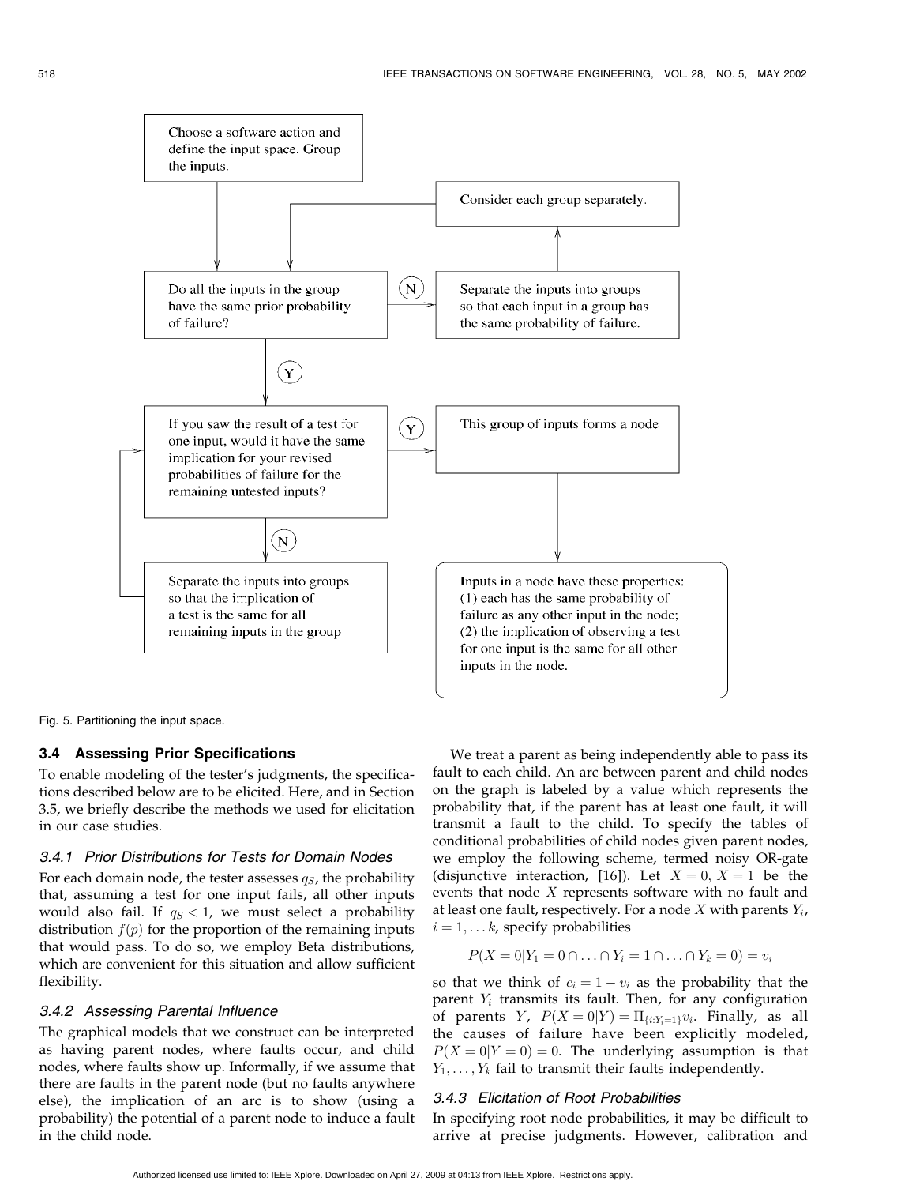Choose a software action and define the input space. Group the inputs.

Consider each group separately.

Do all the inputs in the group have the same prior probability of failure?

N

Separate the inputs into groups so that each input in a group has the same probability of failure.

Y

If you saw the result of a test for one input, would it have the same implication for your revised probabilities of failure for the remaining untested inputs?

Y

This group of inputs forms a node

N

Separate the inputs into groups so that the implication of a test is the same for all remaining inputs in the group

Inputs in a node have these properties:
(1) each has the same probability of failure as any other input in the node;
(2) the implication of observing a test for one input is the same for all other inputs in the node.

Fig. 5. Partitioning the input space.

### 3.4 Assessing Prior Specifications

To enable modeling of the tester's judgments, the specifications described below are to be elicited. Here, and in Section 3.5, we briefly describe the methods we used for elicitation in our case studies.

#### 3.4.1 Prior Distributions for Tests for Domain Nodes

For each domain node, the tester assesses $q_S$, the probability that, assuming a test for one input fails, all other inputs would also fail. If $q_S < 1$, we must select a probability distribution $f(p)$ for the proportion of the remaining inputs that would pass. To do so, we employ Beta distributions, which are convenient for this situation and allow sufficient flexibility.

#### 3.4.2 Assessing Parental Influence

The graphical models that we construct can be interpreted as having parent nodes, where faults occur, and child nodes, where faults show up. Informally, if we assume that there are faults in the parent node (but no faults anywhere else), the implication of an arc is to show (using a probability) the potential of a parent node to induce a fault in the child node.

We treat a parent as being independently able to pass its fault to each child. An arc between parent and child nodes on the graph is labeled by a value which represents the probability that, if the parent has at least one fault, it will transmit a fault to the child. To specify the tables of conditional probabilities of child nodes given parent nodes, we employ the following scheme, termed noisy OR-gate (disjunctive interaction, [16]). Let $X = 0$, $X = 1$ be the events that node $X$ represents software with no fault and at least one fault, respectively. For a node $X$ with parents $Y_i$, $i = 1, \ldots k$, specify probabilities

$$P(X = 0 | Y_1 = 0 \cap \ldots \cap Y_i = 1 \cap \ldots \cap Y_k = 0) = v_i$$

so that we think of $c_i = 1 - v_i$ as the probability that the parent $Y_i$ transmits its fault. Then, for any configuration of parents $Y$, $P(X = 0|Y) = \Pi_{\{i:Y_i=1\}} v_i$. Finally, as all the causes of failure have been explicitly modeled, $P(X = 0|Y = 0) = 0$. The underlying assumption is that $Y_1, \ldots, Y_k$ fail to transmit their faults independently.

#### 3.4.3 Elicitation of Root Probabilities

In specifying root node probabilities, it may be difficult to arrive at precise judgments. However, calibration and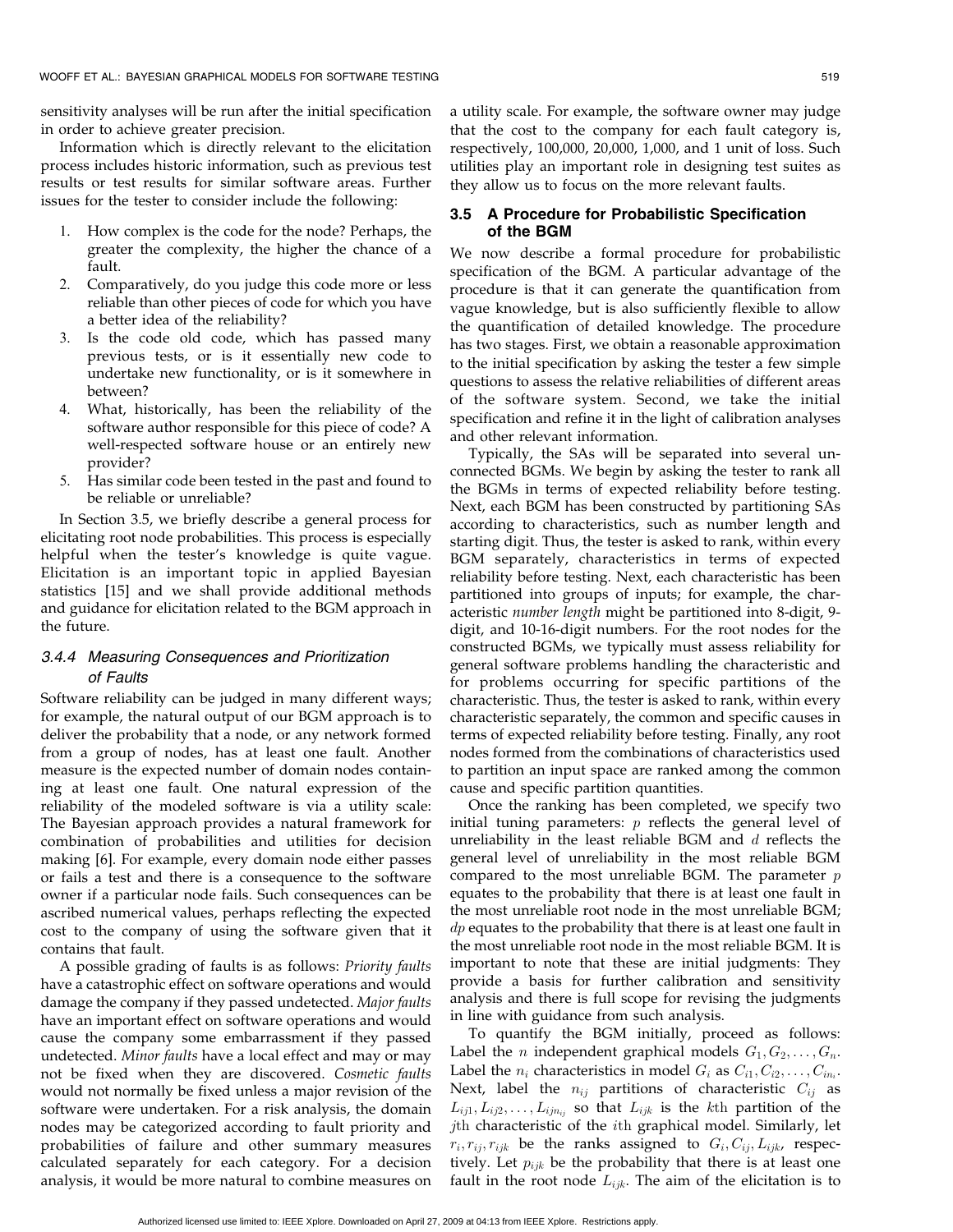sensitivity analyses will be run after the initial specification in order to achieve greater precision.

Information which is directly relevant to the elicitation process includes historic information, such as previous test results or test results for similar software areas. Further issues for the tester to consider include the following:

1. How complex is the code for the node? Perhaps, the greater the complexity, the higher the chance of a fault.
2. Comparatively, do you judge this code more or less reliable than other pieces of code for which you have a better idea of the reliability?
3. Is the code old code, which has passed many previous tests, or is it essentially new code to undertake new functionality, or is it somewhere in between?
4. What, historically, has been the reliability of the software author responsible for this piece of code? A well-respected software house or an entirely new provider?
5. Has similar code been tested in the past and found to be reliable or unreliable?

In Section 3.5, we briefly describe a general process for elicitating root node probabilities. This process is especially helpful when the tester's knowledge is quite vague. Elicitation is an important topic in applied Bayesian statistics [15] and we shall provide additional methods and guidance for elicitation related to the BGM approach in the future.

#### 3.4.4 Measuring Consequences and Prioritization of Faults

Software reliability can be judged in many different ways; for example, the natural output of our BGM approach is to deliver the probability that a node, or any network formed from a group of nodes, has at least one fault. Another measure is the expected number of domain nodes containing at least one fault. One natural expression of the reliability of the modeled software is via a utility scale: The Bayesian approach provides a natural framework for combination of probabilities and utilities for decision making [6]. For example, every domain node either passes or fails a test and there is a consequence to the software owner if a particular node fails. Such consequences can be ascribed numerical values, perhaps reflecting the expected cost to the company of using the software given that it contains that fault.

A possible grading of faults is as follows: *Priority faults* have a catastrophic effect on software operations and would damage the company if they passed undetected. *Major faults* have an important effect on software operations and would cause the company some embarrassment if they passed undetected. *Minor faults* have a local effect and may or may not be fixed when they are discovered. *Cosmetic faults* would not normally be fixed unless a major revision of the software were undertaken. For a risk analysis, the domain nodes may be categorized according to fault priority and probabilities of failure and other summary measures calculated separately for each category. For a decision analysis, it would be more natural to combine measures on a utility scale. For example, the software owner may judge that the cost to the company for each fault category is, respectively, 100,000, 20,000, 1,000, and 1 unit of loss. Such utilities play an important role in designing test suites as they allow us to focus on the more relevant faults.

### 3.5 A Procedure for Probabilistic Specification of the BGM

We now describe a formal procedure for probabilistic specification of the BGM. A particular advantage of the procedure is that it can generate the quantification from vague knowledge, but is also sufficiently flexible to allow the quantification of detailed knowledge. The procedure has two stages. First, we obtain a reasonable approximation to the initial specification by asking the tester a few simple questions to assess the relative reliabilities of different areas of the software system. Second, we take the initial specification and refine it in the light of calibration analyses and other relevant information.

Typically, the SAs will be separated into several unconnected BGMs. We begin by asking the tester to rank all the BGMs in terms of expected reliability before testing. Next, each BGM has been constructed by partitioning SAs according to characteristics, such as number length and starting digit. Thus, the tester is asked to rank, within every BGM separately, characteristics in terms of expected reliability before testing. Next, each characteristic has been partitioned into groups of inputs; for example, the characteristic *number length* might be partitioned into 8-digit, 9-digit, and 10-16-digit numbers. For the root nodes for the constructed BGMs, we typically must assess reliability for general software problems handling the characteristic and for problems occurring for specific partitions of the characteristic. Thus, the tester is asked to rank, within every characteristic separately, the common and specific causes in terms of expected reliability before testing. Finally, any root nodes formed from the combinations of characteristics used to partition an input space are ranked among the common cause and specific partition quantities.

Once the ranking has been completed, we specify two initial tuning parameters: $p$ reflects the general level of unreliability in the least reliable BGM and $d$ reflects the general level of unreliability in the most reliable BGM compared to the most unreliable BGM. The parameter $p$ equates to the probability that there is at least one fault in the most unreliable root node in the most unreliable BGM; $dp$ equates to the probability that there is at least one fault in the most unreliable root node in the most reliable BGM. It is important to note that these are initial judgments: They provide a basis for further calibration and sensitivity analysis and there is full scope for revising the judgments in line with guidance from such analysis.

To quantify the BGM initially, proceed as follows: Label the $n$ independent graphical models $G_1, G_2, \ldots, G_n$. Label the $n_i$ characteristics in model $G_i$ as $C_{i1}, C_{i2}, \ldots, C_{in_i}$. Next, label the $n_{ij}$ partitions of characteristic $C_{ij}$ as $L_{ij1}, L_{ij2}, \ldots, L_{ijn_{ij}}$ so that $L_{ijk}$ is the $k$th partition of the $j$th characteristic of the $i$th graphical model. Similarly, let $r_i, r_{ij}, r_{ijk}$ be the ranks assigned to $G_i, C_{ij}, L_{ijk}$, respectively. Let $p_{ijk}$ be the probability that there is at least one fault in the root node $L_{ijk}$. The aim of the elicitation is to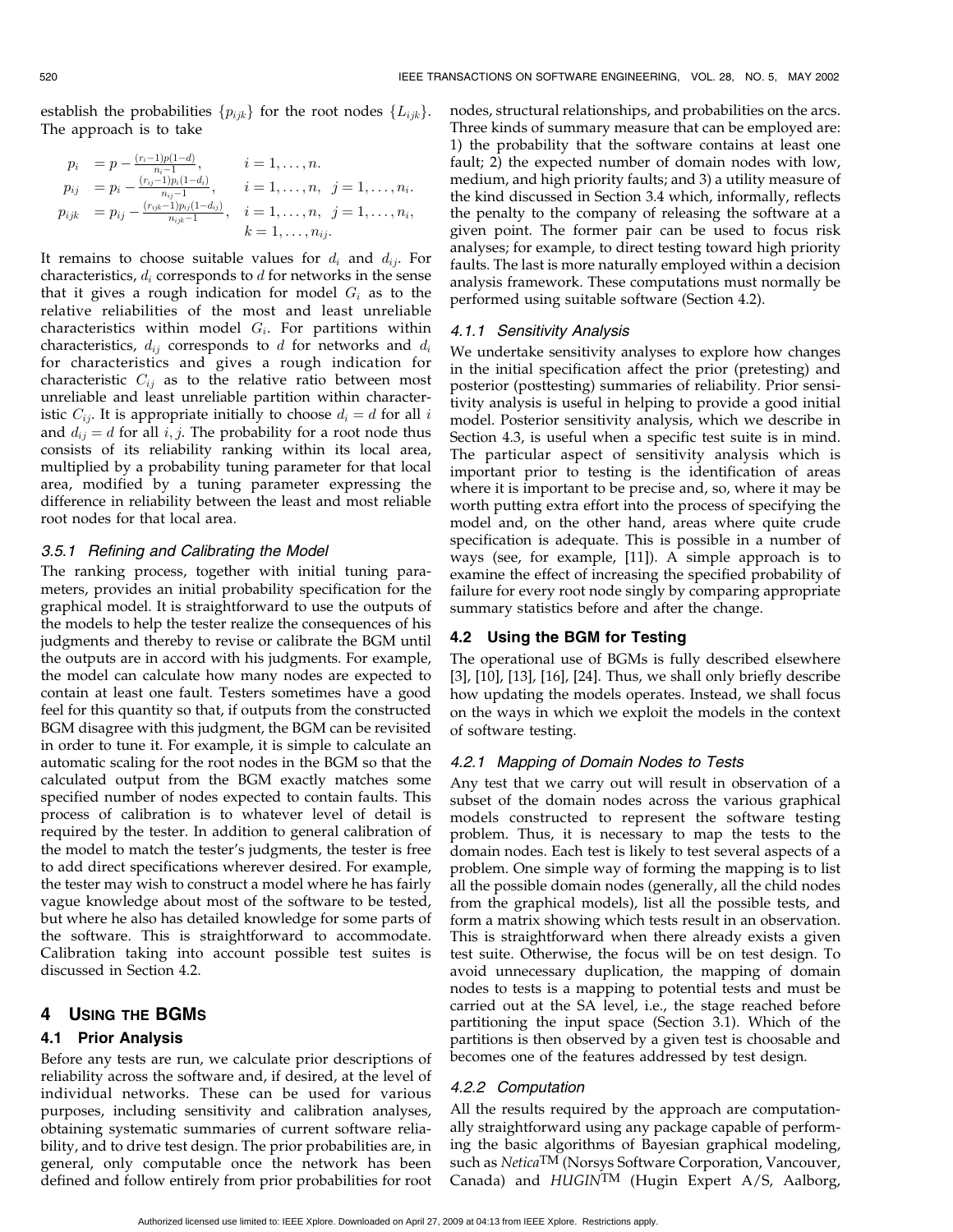establish the probabilities $\{p_{ijk}\}$ for the root nodes $\{L_{ijk}\}$. The approach is to take

$$
\begin{aligned}
p_i &= p - \frac{(r_i - 1)p(1-d)}{n_i - 1}, && i = 1, \ldots, n. \\
p_{ij} &= p_i - \frac{(r_{ij} - 1)p_i(1-d_i)}{n_{ij} - 1}, && i = 1, \ldots, n, \quad j = 1, \ldots, n_i. \\
p_{ijk} &= p_{ij} - \frac{(r_{ijk} - 1)p_{ij}(1-d_{ij})}{n_{ijk} - 1}, && i = 1, \ldots, n, \quad j = 1, \ldots, n_i, \\
& && k = 1, \ldots, n_{ij}.
\end{aligned}
$$

It remains to choose suitable values for $d_i$ and $d_{ij}$. For characteristics, $d_i$ corresponds to $d$ for networks in the sense that it gives a rough indication for model $G_i$ as to the relative reliabilities of the most and least unreliable characteristics within model $G_i$. For partitions within characteristics, $d_{ij}$ corresponds to $d$ for networks and $d_i$ for characteristics and gives a rough indication for characteristic $C_{ij}$ as to the relative ratio between most unreliable and least unreliable partition within characteristic $C_{ij}$. It is appropriate initially to choose $d_i = d$ for all $i$ and $d_{ij} = d$ for all $i, j$. The probability for a root node thus consists of its reliability ranking within its local area, multiplied by a probability tuning parameter for that local area, modified by a tuning parameter expressing the difference in reliability between the least and most reliable root nodes for that local area.

### 3.5.1 Refining and Calibrating the Model

The ranking process, together with initial tuning parameters, provides an initial probability specification for the graphical model. It is straightforward to use the outputs of the models to help the tester realize the consequences of his judgments and thereby to revise or calibrate the BGM until the outputs are in accord with his judgments. For example, the model can calculate how many nodes are expected to contain at least one fault. Testers sometimes have a good feel for this quantity so that, if outputs from the constructed BGM disagree with this judgment, the BGM can be revisited in order to tune it. For example, it is simple to calculate an automatic scaling for the root nodes in the BGM so that the calculated output from the BGM exactly matches some specified number of nodes expected to contain faults. This process of calibration is to whatever level of detail is required by the tester. In addition to general calibration of the model to match the tester's judgments, the tester is free to add direct specifications wherever desired. For example, the tester may wish to construct a model where he has fairly vague knowledge about most of the software to be tested, but where he also has detailed knowledge for some parts of the software. This is straightforward to accommodate. Calibration taking into account possible test suites is discussed in Section 4.2.

## 4 Using the BGMs

### 4.1 Prior Analysis

Before any tests are run, we calculate prior descriptions of reliability across the software and, if desired, at the level of individual networks. These can be used for various purposes, including sensitivity and calibration analyses, obtaining systematic summaries of current software reliability, and to drive test design. The prior probabilities are, in general, only computable once the network has been defined and follow entirely from prior probabilities for root nodes, structural relationships, and probabilities on the arcs. Three kinds of summary measure that can be employed are: 1) the probability that the software contains at least one fault; 2) the expected number of domain nodes with low, medium, and high priority faults; and 3) a utility measure of the kind discussed in Section 3.4 which, informally, reflects the penalty to the company of releasing the software at a given point. The former pair can be used to focus risk analyses; for example, to direct testing toward high priority faults. The last is more naturally employed within a decision analysis framework. These computations must normally be performed using suitable software (Section 4.2).

### 4.1.1 Sensitivity Analysis

We undertake sensitivity analyses to explore how changes in the initial specification affect the prior (pretesting) and posterior (posttesting) summaries of reliability. Prior sensitivity analysis is useful in helping to provide a good initial model. Posterior sensitivity analysis, which we describe in Section 4.3, is useful when a specific test suite is in mind. The particular aspect of sensitivity analysis which is important prior to testing is the identification of areas where it is important to be precise and, so, where it may be worth putting extra effort into the process of specifying the model and, on the other hand, areas where quite crude specification is adequate. This is possible in a number of ways (see, for example, [11]). A simple approach is to examine the effect of increasing the specified probability of failure for every root node singly by comparing appropriate summary statistics before and after the change.

### 4.2 Using the BGM for Testing

The operational use of BGMs is fully described elsewhere [3], [10], [13], [16], [24]. Thus, we shall only briefly describe how updating the models operates. Instead, we shall focus on the ways in which we exploit the models in the context of software testing.

### 4.2.1 Mapping of Domain Nodes to Tests

Any test that we carry out will result in observation of a subset of the domain nodes across the various graphical models constructed to represent the software testing problem. Thus, it is necessary to map the tests to the domain nodes. Each test is likely to test several aspects of a problem. One simple way of forming the mapping is to list all the possible domain nodes (generally, all the child nodes from the graphical models), list all the possible tests, and form a matrix showing which tests result in an observation. This is straightforward when there already exists a given test suite. Otherwise, the focus will be on test design. To avoid unnecessary duplication, the mapping of domain nodes to tests is a mapping to potential tests and must be carried out at the SA level, i.e., the stage reached before partitioning the input space (Section 3.1). Which of the partitions is then observed by a given test is choosable and becomes one of the features addressed by test design.

### 4.2.2 Computation

All the results required by the approach are computationally straightforward using any package capable of performing the basic algorithms of Bayesian graphical modeling, such as *Netica*™ (Norsys Software Corporation, Vancouver, Canada) and *HUGIN*™ (Hugin Expert A/S, Aalborg,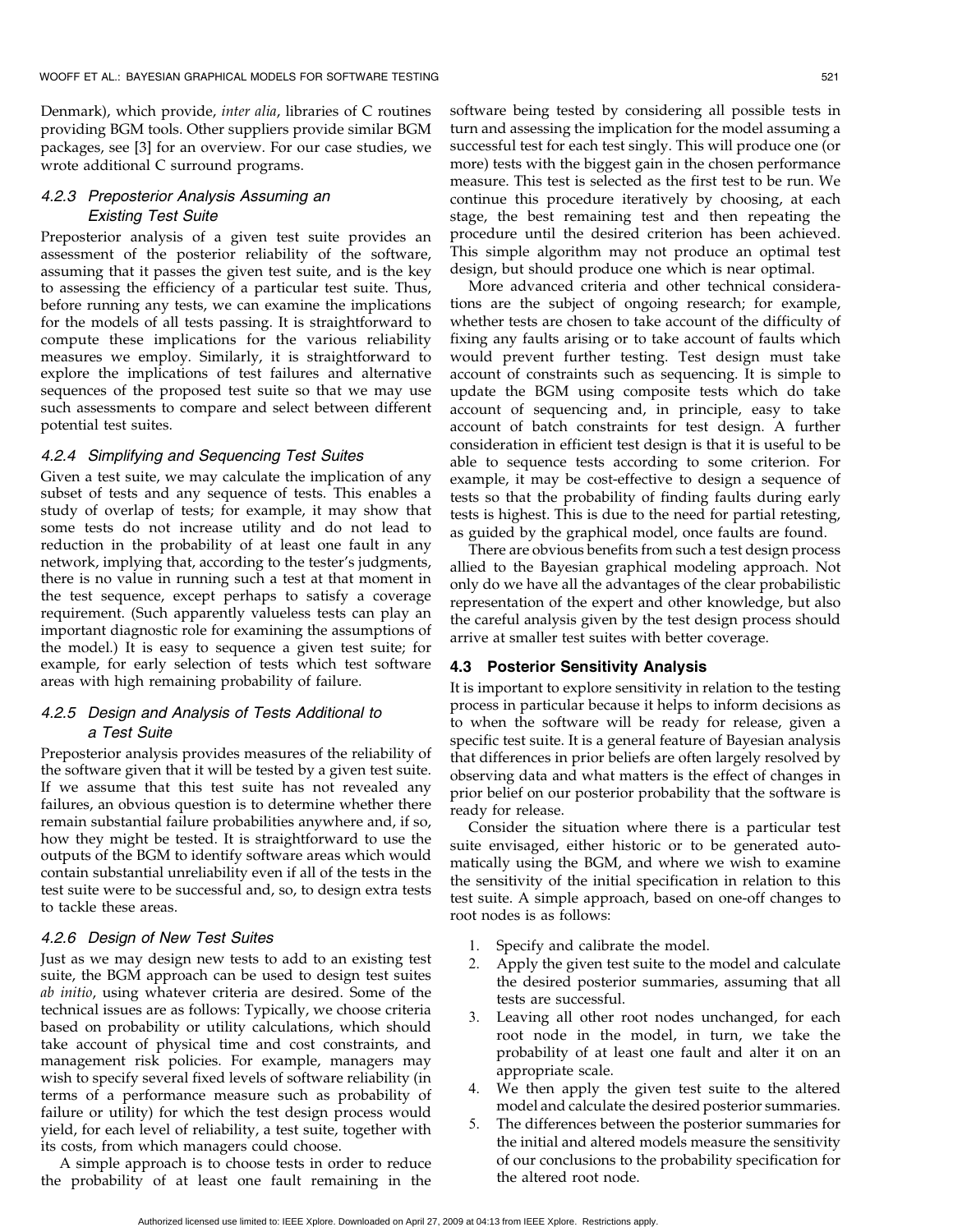Denmark), which provide, *inter alia*, libraries of C routines providing BGM tools. Other suppliers provide similar BGM packages, see [3] for an overview. For our case studies, we wrote additional C surround programs.

#### 4.2.3 Preposterior Analysis Assuming an Existing Test Suite

Preposterior analysis of a given test suite provides an assessment of the posterior reliability of the software, assuming that it passes the given test suite, and is the key to assessing the efficiency of a particular test suite. Thus, before running any tests, we can examine the implications for the models of all tests passing. It is straightforward to compute these implications for the various reliability measures we employ. Similarly, it is straightforward to explore the implications of test failures and alternative sequences of the proposed test suite so that we may use such assessments to compare and select between different potential test suites.

#### 4.2.4 Simplifying and Sequencing Test Suites

Given a test suite, we may calculate the implication of any subset of tests and any sequence of tests. This enables a study of overlap of tests; for example, it may show that some tests do not increase utility and do not lead to reduction in the probability of at least one fault in any network, implying that, according to the tester's judgments, there is no value in running such a test at that moment in the test sequence, except perhaps to satisfy a coverage requirement. (Such apparently valueless tests can play an important diagnostic role for examining the assumptions of the model.) It is easy to sequence a given test suite; for example, for early selection of tests which test software areas with high remaining probability of failure.

#### 4.2.5 Design and Analysis of Tests Additional to a Test Suite

Preposterior analysis provides measures of the reliability of the software given that it will be tested by a given test suite. If we assume that this test suite has not revealed any failures, an obvious question is to determine whether there remain substantial failure probabilities anywhere and, if so, how they might be tested. It is straightforward to use the outputs of the BGM to identify software areas which would contain substantial unreliability even if all of the tests in the test suite were to be successful and, so, to design extra tests to tackle these areas.

#### 4.2.6 Design of New Test Suites

Just as we may design new tests to add to an existing test suite, the BGM approach can be used to design test suites *ab initio*, using whatever criteria are desired. Some of the technical issues are as follows: Typically, we choose criteria based on probability or utility calculations, which should take account of physical time and cost constraints, and management risk policies. For example, managers may wish to specify several fixed levels of software reliability (in terms of a performance measure such as probability of failure or utility) for which the test design process would yield, for each level of reliability, a test suite, together with its costs, from which managers could choose.

A simple approach is to choose tests in order to reduce the probability of at least one fault remaining in the software being tested by considering all possible tests in turn and assessing the implication for the model assuming a successful test for each test singly. This will produce one (or more) tests with the biggest gain in the chosen performance measure. This test is selected as the first test to be run. We continue this procedure iteratively by choosing, at each stage, the best remaining test and then repeating the procedure until the desired criterion has been achieved. This simple algorithm may not produce an optimal test design, but should produce one which is near optimal.

More advanced criteria and other technical considerations are the subject of ongoing research; for example, whether tests are chosen to take account of the difficulty of fixing any faults arising or to take account of faults which would prevent further testing. Test design must take account of constraints such as sequencing. It is simple to update the BGM using composite tests which do take account of sequencing and, in principle, easy to take account of batch constraints for test design. A further consideration in efficient test design is that it is useful to be able to sequence tests according to some criterion. For example, it may be cost-effective to design a sequence of tests so that the probability of finding faults during early tests is highest. This is due to the need for partial retesting, as guided by the graphical model, once faults are found.

There are obvious benefits from such a test design process allied to the Bayesian graphical modeling approach. Not only do we have all the advantages of the clear probabilistic representation of the expert and other knowledge, but also the careful analysis given by the test design process should arrive at smaller test suites with better coverage.

### 4.3 Posterior Sensitivity Analysis

It is important to explore sensitivity in relation to the testing process in particular because it helps to inform decisions as to when the software will be ready for release, given a specific test suite. It is a general feature of Bayesian analysis that differences in prior beliefs are often largely resolved by observing data and what matters is the effect of changes in prior belief on our posterior probability that the software is ready for release.

Consider the situation where there is a particular test suite envisaged, either historic or to be generated automatically using the BGM, and where we wish to examine the sensitivity of the initial specification in relation to this test suite. A simple approach, based on one-off changes to root nodes is as follows:

1. Specify and calibrate the model.
2. Apply the given test suite to the model and calculate the desired posterior summaries, assuming that all tests are successful.
3. Leaving all other root nodes unchanged, for each root node in the model, in turn, we take the probability of at least one fault and alter it on an appropriate scale.
4. We then apply the given test suite to the altered model and calculate the desired posterior summaries.
5. The differences between the posterior summaries for the initial and altered models measure the sensitivity of our conclusions to the probability specification for the altered root node.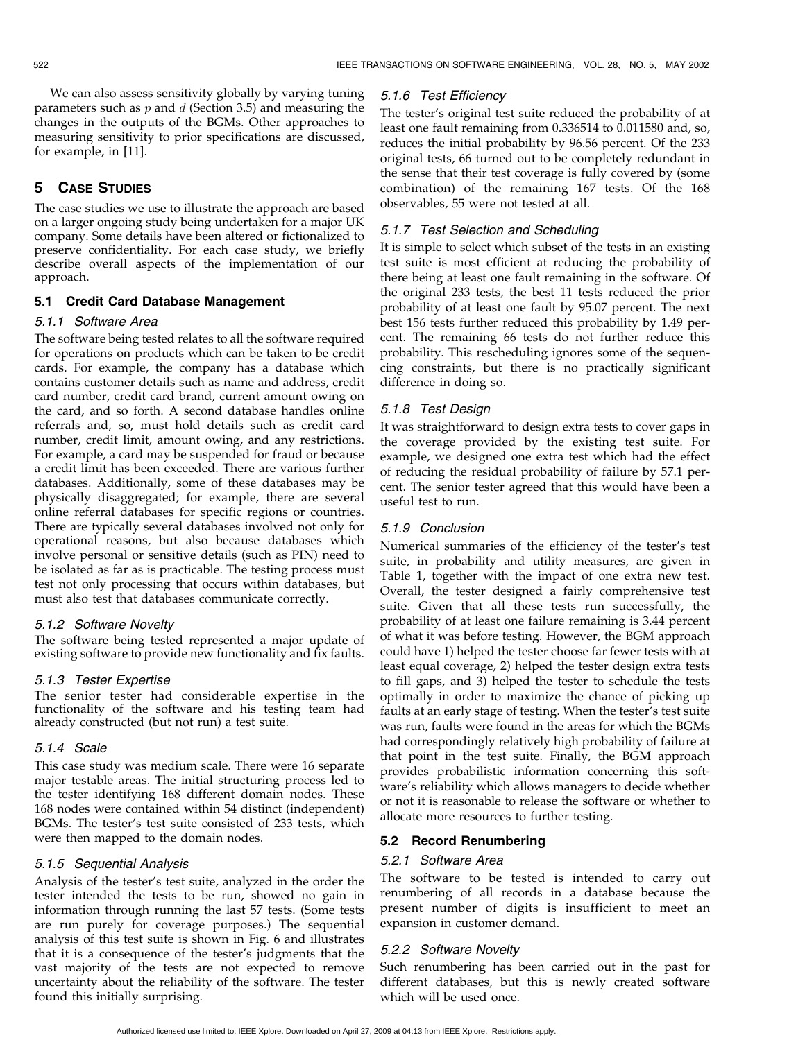We can also assess sensitivity globally by varying tuning parameters such as $p$ and $d$ (Section 3.5) and measuring the changes in the outputs of the BGMs. Other approaches to measuring sensitivity to prior specifications are discussed, for example, in [11].

## 5 Case Studies

The case studies we use to illustrate the approach are based on a larger ongoing study being undertaken for a major UK company. Some details have been altered or fictionalized to preserve confidentiality. For each case study, we briefly describe overall aspects of the implementation of our approach.

### 5.1 Credit Card Database Management

#### 5.1.1 Software Area

The software being tested relates to all the software required for operations on products which can be taken to be credit cards. For example, the company has a database which contains customer details such as name and address, credit card number, credit card brand, current amount owing on the card, and so forth. A second database handles online referrals and, so, must hold details such as credit card number, credit limit, amount owing, and any restrictions. For example, a card may be suspended for fraud or because a credit limit has been exceeded. There are various further databases. Additionally, some of these databases may be physically disaggregated; for example, there are several online referral databases for specific regions or countries. There are typically several databases involved not only for operational reasons, but also because databases which involve personal or sensitive details (such as PIN) need to be isolated as far as is practicable. The testing process must test not only processing that occurs within databases, but must also test that databases communicate correctly.

#### 5.1.2 Software Novelty

The software being tested represented a major update of existing software to provide new functionality and fix faults.

#### 5.1.3 Tester Expertise

The senior tester had considerable expertise in the functionality of the software and his testing team had already constructed (but not run) a test suite.

#### 5.1.4 Scale

This case study was medium scale. There were 16 separate major testable areas. The initial structuring process led to the tester identifying 168 different domain nodes. These 168 nodes were contained within 54 distinct (independent) BGMs. The tester's test suite consisted of 233 tests, which were then mapped to the domain nodes.

#### 5.1.5 Sequential Analysis

Analysis of the tester's test suite, analyzed in the order the tester intended the tests to be run, showed no gain in information through running the last 57 tests. (Some tests are run purely for coverage purposes.) The sequential analysis of this test suite is shown in Fig. 6 and illustrates that it is a consequence of the tester's judgments that the vast majority of the tests are not expected to remove uncertainty about the reliability of the software. The tester found this initially surprising.

#### 5.1.6 Test Efficiency

The tester's original test suite reduced the probability of at least one fault remaining from 0.336514 to 0.011580 and, so, reduces the initial probability by 96.56 percent. Of the 233 original tests, 66 turned out to be completely redundant in the sense that their test coverage is fully covered by (some combination) of the remaining 167 tests. Of the 168 observables, 55 were not tested at all.

#### 5.1.7 Test Selection and Scheduling

It is simple to select which subset of the tests in an existing test suite is most efficient at reducing the probability of there being at least one fault remaining in the software. Of the original 233 tests, the best 11 tests reduced the prior probability of at least one fault by 95.07 percent. The next best 156 tests further reduced this probability by 1.49 percent. The remaining 66 tests do not further reduce this probability. This rescheduling ignores some of the sequencing constraints, but there is no practically significant difference in doing so.

#### 5.1.8 Test Design

It was straightforward to design extra tests to cover gaps in the coverage provided by the existing test suite. For example, we designed one extra test which had the effect of reducing the residual probability of failure by 57.1 percent. The senior tester agreed that this would have been a useful test to run.

#### 5.1.9 Conclusion

Numerical summaries of the efficiency of the tester's test suite, in probability and utility measures, are given in Table 1, together with the impact of one extra new test. Overall, the tester designed a fairly comprehensive test suite. Given that all these tests run successfully, the probability of at least one failure remaining is 3.44 percent of what it was before testing. However, the BGM approach could have 1) helped the tester choose far fewer tests with at least equal coverage, 2) helped the tester design extra tests to fill gaps, and 3) helped the tester to schedule the tests optimally in order to maximize the chance of picking up faults at an early stage of testing. When the tester's test suite was run, faults were found in the areas for which the BGMs had correspondingly relatively high probability of failure at that point in the test suite. Finally, the BGM approach provides probabilistic information concerning this software's reliability which allows managers to decide whether or not it is reasonable to release the software or whether to allocate more resources to further testing.

### 5.2 Record Renumbering

#### 5.2.1 Software Area

The software to be tested is intended to carry out renumbering of all records in a database because the present number of digits is insufficient to meet an expansion in customer demand.

#### 5.2.2 Software Novelty

Such renumbering has been carried out in the past for different databases, but this is newly created software which will be used once.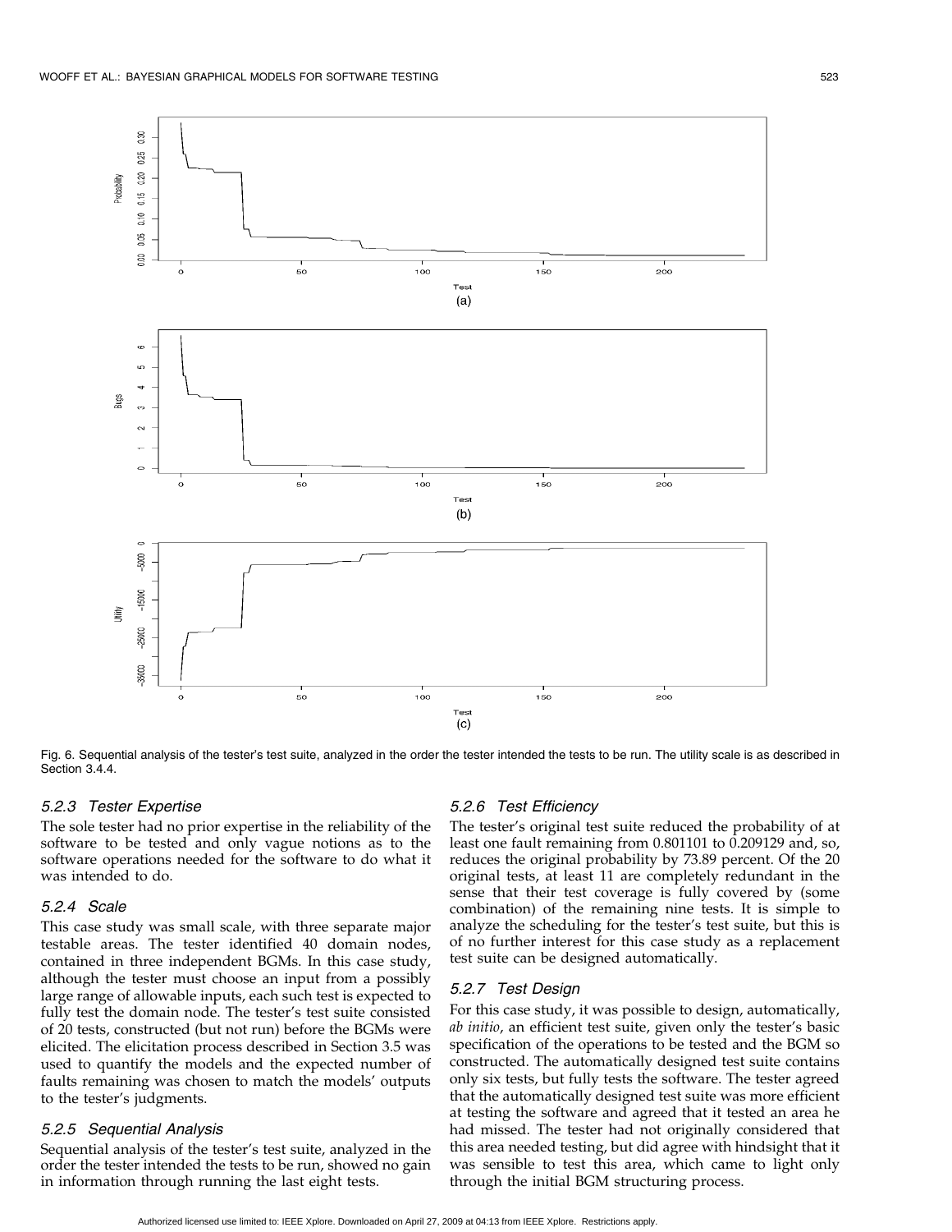Probability
0.00 0.05 0.10 0.15 0.20 0.25 0.30
0 50 100 150 200
Test
(a)

Bugs
0 1 2 3 4 5 6
0 50 100 150 200
Test
(b)

Utility
-35000 -25000 -15000 -5000 0
0 50 100 150 200
Test
(c)

Fig. 6. Sequential analysis of the tester's test suite, analyzed in the order the tester intended the tests to be run. The utility scale is as described in Section 3.4.4.

#### 5.2.3 Tester Expertise

The sole tester had no prior expertise in the reliability of the software to be tested and only vague notions as to the software operations needed for the software to do what it was intended to do.

#### 5.2.4 Scale

This case study was small scale, with three separate major testable areas. The tester identified 40 domain nodes, contained in three independent BGMs. In this case study, although the tester must choose an input from a possibly large range of allowable inputs, each such test is expected to fully test the domain node. The tester's test suite consisted of 20 tests, constructed (but not run) before the BGMs were elicited. The elicitation process described in Section 3.5 was used to quantify the models and the expected number of faults remaining was chosen to match the models' outputs to the tester's judgments.

#### 5.2.5 Sequential Analysis

Sequential analysis of the tester's test suite, analyzed in the order the tester intended the tests to be run, showed no gain in information through running the last eight tests.

#### 5.2.6 Test Efficiency

The tester's original test suite reduced the probability of at least one fault remaining from 0.801101 to 0.209129 and, so, reduces the original probability by 73.89 percent. Of the 20 original tests, at least 11 are completely redundant in the sense that their test coverage is fully covered by (some combination) of the remaining nine tests. It is simple to analyze the scheduling for the tester's test suite, but this is of no further interest for this case study as a replacement test suite can be designed automatically.

#### 5.2.7 Test Design

For this case study, it was possible to design, automatically, *ab initio*, an efficient test suite, given only the tester's basic specification of the operations to be tested and the BGM so constructed. The automatically designed test suite contains only six tests, but fully tests the software. The tester agreed that the automatically designed test suite was more efficient at testing the software and agreed that it tested an area he had missed. The tester had not originally considered that this area needed testing, but did agree with hindsight that it was sensible to test this area, which came to light only through the initial BGM structuring process.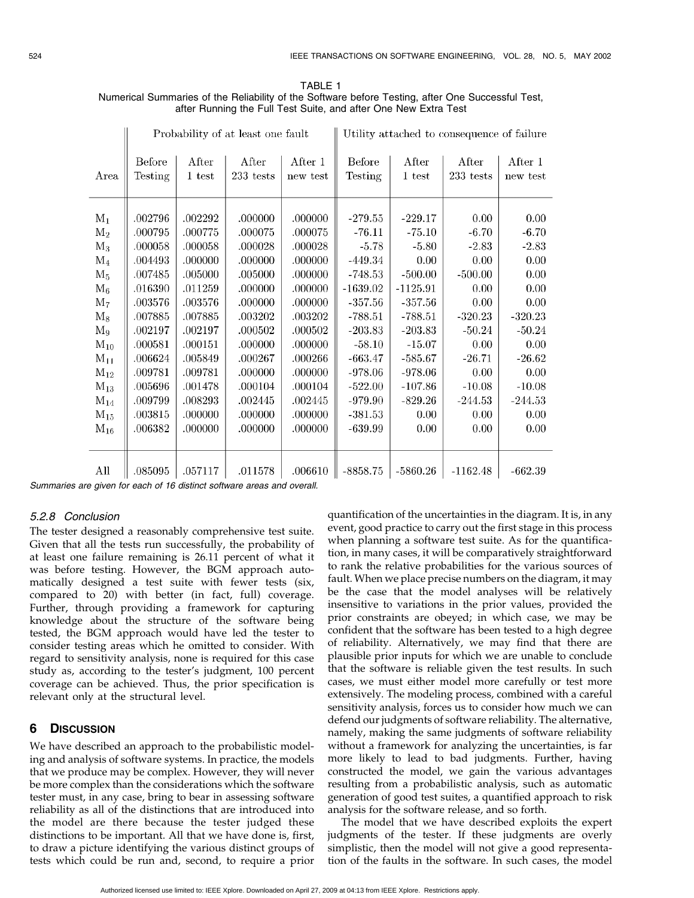TABLE 1
Numerical Summaries of the Reliability of the Software before Testing, after One Successful Test, after Running the Full Test Suite, and after One New Extra Test

| | Probability of at least one fault | | | | Utility attached to consequence of failure | | | |
|---|---|---|---|---|---|---|---|---|
| Area | Before Testing | After 1 test | After 233 tests | After 1 new test | Before Testing | After 1 test | After 233 tests | After 1 new test |
| $M_1$ | .002796 | .002292 | .000000 | .000000 | -279.55 | -229.17 | 0.00 | 0.00 |
| $M_2$ | .000795 | .000775 | .000075 | .000075 | -76.11 | -75.10 | -6.70 | -6.70 |
| $M_3$ | .000058 | .000058 | .000028 | .000028 | -5.78 | -5.80 | -2.83 | -2.83 |
| $M_4$ | .004493 | .000000 | .000000 | .000000 | -449.34 | 0.00 | 0.00 | 0.00 |
| $M_5$ | .007485 | .005000 | .005000 | .000000 | -748.53 | -500.00 | -500.00 | 0.00 |
| $M_6$ | .016390 | .011259 | .000000 | .000000 | -1639.02 | -1125.91 | 0.00 | 0.00 |
| $M_7$ | .003576 | .003576 | .000000 | .000000 | -357.56 | -357.56 | 0.00 | 0.00 |
| $M_8$ | .007885 | .007885 | .003202 | .003202 | -788.51 | -788.51 | -320.23 | -320.23 |
| $M_9$ | .002197 | .002197 | .000502 | .000502 | -203.83 | -203.83 | -50.24 | -50.24 |
| $M_{10}$ | .000581 | .000151 | .000000 | .000000 | -58.10 | -15.07 | 0.00 | 0.00 |
| $M_{11}$ | .006624 | .005849 | .000267 | .000266 | -663.47 | -585.67 | -26.71 | -26.62 |
| $M_{12}$ | .009781 | .009781 | .000000 | .000000 | -978.06 | -978.06 | 0.00 | 0.00 |
| $M_{13}$ | .005696 | .001478 | .000104 | .000104 | -522.00 | -107.86 | -10.08 | -10.08 |
| $M_{14}$ | .009799 | .008293 | .002445 | .002445 | -979.90 | -829.26 | -244.53 | -244.53 |
| $M_{15}$ | .003815 | .000000 | .000000 | .000000 | -381.53 | 0.00 | 0.00 | 0.00 |
| $M_{16}$ | .006382 | .000000 | .000000 | .000000 | -639.99 | 0.00 | 0.00 | 0.00 |
| All | .085095 | .057117 | .011578 | .006610 | -8858.75 | -5860.26 | -1162.48 | -662.39 |

*Summaries are given for each of 16 distinct software areas and overall.*

#### 5.2.8 Conclusion

The tester designed a reasonably comprehensive test suite. Given that all the tests run successfully, the probability of at least one failure remaining is 26.11 percent of what it was before testing. However, the BGM approach automatically designed a test suite with fewer tests (six, compared to 20) with better (in fact, full) coverage. Further, through providing a framework for capturing knowledge about the structure of the software being tested, the BGM approach would have led the tester to consider testing areas which he omitted to consider. With regard to sensitivity analysis, none is required for this case study as, according to the tester's judgment, 100 percent coverage can be achieved. Thus, the prior specification is relevant only at the structural level.

## 6 Discussion

We have described an approach to the probabilistic modeling and analysis of software systems. In practice, the models that we produce may be complex. However, they will never be more complex than the considerations which the software tester must, in any case, bring to bear in assessing software reliability as all of the distinctions that are introduced into the model are there because the tester judged these distinctions to be important. All that we have done is, first, to draw a picture identifying the various distinct groups of tests which could be run and, second, to require a prior quantification of the uncertainties in the diagram. It is, in any event, good practice to carry out the first stage in this process when planning a software test suite. As for the quantification, in many cases, it will be comparatively straightforward to rank the relative probabilities for the various sources of fault. When we place precise numbers on the diagram, it may be the case that the model analyses will be relatively insensitive to variations in the prior values, provided the prior constraints are obeyed; in which case, we may be confident that the software has been tested to a high degree of reliability. Alternatively, we may find that there are plausible prior inputs for which we are unable to conclude that the software is reliable given the test results. In such cases, we must either model more carefully or test more extensively. The modeling process, combined with a careful sensitivity analysis, forces us to consider how much we can defend our judgments of software reliability. The alternative, namely, making the same judgments of software reliability without a framework for analyzing the uncertainties, is far more likely to lead to bad judgments. Further, having constructed the model, we gain the various advantages resulting from a probabilistic analysis, such as automatic generation of good test suites, a quantified approach to risk analysis for the software release, and so forth.

The model that we have described exploits the expert judgments of the tester. If these judgments are overly simplistic, then the model will not give a good representation of the faults in the software. In such cases, the model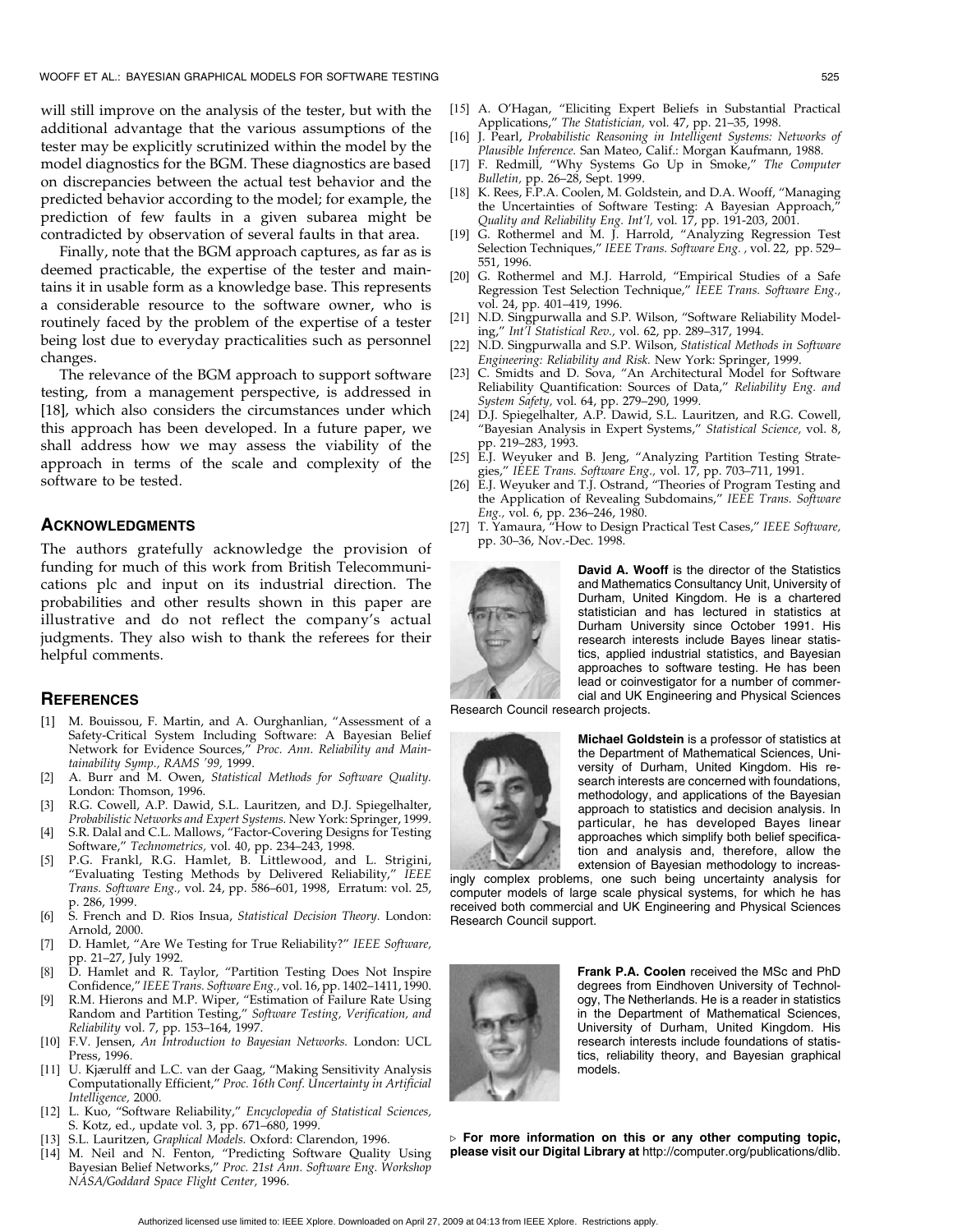will still improve on the analysis of the tester, but with the additional advantage that the various assumptions of the tester may be explicitly scrutinized within the model by the model diagnostics for the BGM. These diagnostics are based on discrepancies between the actual test behavior and the predicted behavior according to the model; for example, the prediction of few faults in a given subarea might be contradicted by observation of several faults in that area.

Finally, note that the BGM approach captures, as far as is deemed practicable, the expertise of the tester and maintains it in usable form as a knowledge base. This represents a considerable resource to the software owner, who is routinely faced by the problem of the expertise of a tester being lost due to everyday practicalities such as personnel changes.

The relevance of the BGM approach to support software testing, from a management perspective, is addressed in [18], which also considers the circumstances under which this approach has been developed. In a future paper, we shall address how we may assess the viability of the approach in terms of the scale and complexity of the software to be tested.

## Acknowledgments

The authors gratefully acknowledge the provision of funding for much of this work from British Telecommunications plc and input on its industrial direction. The probabilities and other results shown in this paper are illustrative and do not reflect the company's actual judgments. They also wish to thank the referees for their helpful comments.

## References

[1] M. Bouissou, F. Martin, and A. Ourghanlian, "Assessment of a Safety-Critical System Including Software: A Bayesian Belief Network for Evidence Sources," *Proc. Ann. Reliability and Maintainability Symp., RAMS '99,* 1999.

[2] A. Burr and M. Owen, *Statistical Methods for Software Quality.* London: Thomson, 1996.

[3] R.G. Cowell, A.P. Dawid, S.L. Lauritzen, and D.J. Spiegelhalter, *Probabilistic Networks and Expert Systems.* New York: Springer, 1999.

[4] S.R. Dalal and C.L. Mallows, "Factor-Covering Designs for Testing Software," *Technometrics,* vol. 40, pp. 234–243, 1998.

[5] P.G. Frankl, R.G. Hamlet, B. Littlewood, and L. Strigini, "Evaluating Testing Methods by Delivered Reliability," *IEEE Trans. Software Eng.,* vol. 24, pp. 586–601, 1998, Erratum: vol. 25, p. 286, 1999.

[6] S. French and D. Rios Insua, *Statistical Decision Theory.* London: Arnold, 2000.

[7] D. Hamlet, "Are We Testing for True Reliability?" *IEEE Software,* pp. 21–27, July 1992.

[8] D. Hamlet and R. Taylor, "Partition Testing Does Not Inspire Confidence," *IEEE Trans. Software Eng.,* vol. 16, pp. 1402–1411, 1990.

[9] R.M. Hierons and M.P. Wiper, "Estimation of Failure Rate Using Random and Partition Testing," *Software Testing, Verification, and Reliability* vol. 7, pp. 153–164, 1997.

[10] F.V. Jensen, *An Introduction to Bayesian Networks.* London: UCL Press, 1996.

[11] U. Kjærulff and L.C. van der Gaag, "Making Sensitivity Analysis Computationally Efficient," *Proc. 16th Conf. Uncertainty in Artificial Intelligence,* 2000.

[12] L. Kuo, "Software Reliability," *Encyclopedia of Statistical Sciences,* S. Kotz, ed., update vol. 3, pp. 671–680, 1999.

[13] S.L. Lauritzen, *Graphical Models.* Oxford: Clarendon, 1996.

[14] M. Neil and N. Fenton, "Predicting Software Quality Using Bayesian Belief Networks," *Proc. 21st Ann. Software Eng. Workshop NASA/Goddard Space Flight Center,* 1996.

[15] A. O'Hagan, "Eliciting Expert Beliefs in Substantial Practical Applications," *The Statistician,* vol. 47, pp. 21–35, 1998.

[16] J. Pearl, *Probabilistic Reasoning in Intelligent Systems: Networks of Plausible Inference.* San Mateo, Calif.: Morgan Kaufmann, 1988.

[17] F. Redmill, "Why Systems Go Up in Smoke," *The Computer Bulletin,* pp. 26–28, Sept. 1999.

[18] K. Rees, F.P.A. Coolen, M. Goldstein, and D.A. Wooff, "Managing the Uncertainties of Software Testing: A Bayesian Approach," *Quality and Reliability Eng. Int'l,* vol. 17, pp. 191-203, 2001.

[19] G. Rothermel and M. J. Harrold, "Analyzing Regression Test Selection Techniques," *IEEE Trans. Software Eng.* , vol. 22, pp. 529–551, 1996.

[20] G. Rothermel and M.J. Harrold, "Empirical Studies of a Safe Regression Test Selection Technique," *IEEE Trans. Software Eng.,* vol. 24, pp. 401–419, 1996.

[21] N.D. Singpurwalla and S.P. Wilson, "Software Reliability Modeling," *Int'l Statistical Rev.,* vol. 62, pp. 289–317, 1994.

[22] N.D. Singpurwalla and S.P. Wilson, *Statistical Methods in Software Engineering: Reliability and Risk.* New York: Springer, 1999.

[23] C. Smidts and D. Sova, "An Architectural Model for Software Reliability Quantification: Sources of Data," *Reliability Eng. and System Safety,* vol. 64, pp. 279–290, 1999.

[24] D.J. Spiegelhalter, A.P. Dawid, S.L. Lauritzen, and R.G. Cowell, "Bayesian Analysis in Expert Systems," *Statistical Science,* vol. 8, pp. 219–283, 1993.

[25] E.J. Weyuker and B. Jeng, "Analyzing Partition Testing Strategies," *IEEE Trans. Software Eng.,* vol. 17, pp. 703–711, 1991.

[26] E.J. Weyuker and T.J. Ostrand, "Theories of Program Testing and the Application of Revealing Subdomains," *IEEE Trans. Software Eng.,* vol. 6, pp. 236–246, 1980.

[27] T. Yamaura, "How to Design Practical Test Cases," *IEEE Software,* pp. 30–36, Nov.-Dec. 1998.

**David A. Wooff** is the director of the Statistics and Mathematics Consultancy Unit, University of Durham, United Kingdom. He is a chartered statistician and has lectured in statistics at Durham University since October 1991. His research interests include Bayes linear statistics, applied industrial statistics, and Bayesian approaches to software testing. He has been lead or coinvestigator for a number of commercial and UK Engineering and Physical Sciences Research Council research projects.

**Michael Goldstein** is a professor of statistics at the Department of Mathematical Sciences, University of Durham, United Kingdom. His research interests are concerned with foundations, methodology, and applications of the Bayesian approach to statistics and decision analysis. In particular, he has developed Bayes linear approaches which simplify both belief specification and analysis and, therefore, allow the extension of Bayesian methodology to increasingly complex problems, one such being uncertainty analysis for computer models of large scale physical systems, for which he has received both commercial and UK Engineering and Physical Sciences Research Council support.

**Frank P.A. Coolen** received the MSc and PhD degrees from Eindhoven University of Technology, The Netherlands. He is a reader in statistics in the Department of Mathematical Sciences, University of Durham, United Kingdom. His research interests include foundations of statistics, reliability theory, and Bayesian graphical models.

▷ **For more information on this or any other computing topic, please visit our Digital Library at** http://computer.org/publications/dlib.